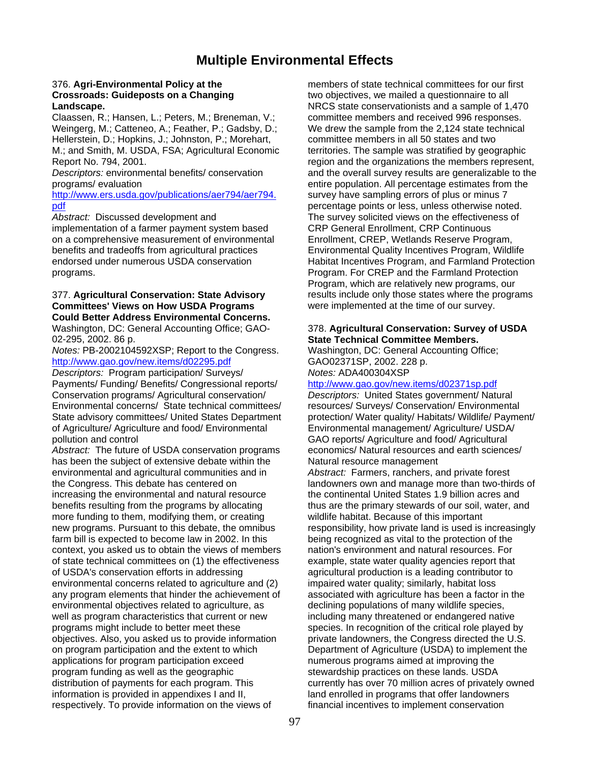# Multiple Environmental Effects

376. **Agri-Environmental Policy at the Crossroads: Guideposts on a Changing Landscape.**
Claassen, R.; Hansen, L.; Peters, M.; Breneman, V.; Weingerg, M.; Catteneo, A.; Feather, P.; Gadsby, D.; Hellerstein, D.; Hopkins, J.; Johnston, P.; Morehart, M.; and Smith, M. USDA, FSA; Agricultural Economic Report No. 794, 2001.
*Descriptors:* environmental benefits/ conservation programs/ evaluation
http://www.ers.usda.gov/publications/aer794/aer794.pdf
*Abstract:* Discussed development and implementation of a farmer payment system based on a comprehensive measurement of environmental benefits and tradeoffs from agricultural practices endorsed under numerous USDA conservation programs.

377. **Agricultural Conservation: State Advisory Committees' Views on How USDA Programs Could Better Address Environmental Concerns.**
Washington, DC: General Accounting Office; GAO-02-295, 2002. 86 p.
*Notes:* PB-2002104592XSP; Report to the Congress.
http://www.gao.gov/new.items/d02295.pdf
*Descriptors:* Program participation/ Surveys/ Payments/ Funding/ Benefits/ Congressional reports/ Conservation programs/ Agricultural conservation/ Environmental concerns/ State technical committees/ State advisory committees/ United States Department of Agriculture/ Agriculture and food/ Environmental pollution and control
*Abstract:* The future of USDA conservation programs has been the subject of extensive debate within the environmental and agricultural communities and in the Congress. This debate has centered on increasing the environmental and natural resource benefits resulting from the programs by allocating more funding to them, modifying them, or creating new programs. Pursuant to this debate, the omnibus farm bill is expected to become law in 2002. In this context, you asked us to obtain the views of members of state technical committees on (1) the effectiveness of USDA's conservation efforts in addressing environmental concerns related to agriculture and (2) any program elements that hinder the achievement of environmental objectives related to agriculture, as well as program characteristics that current or new programs might include to better meet these objectives. Also, you asked us to provide information on program participation and the extent to which applications for program participation exceed program funding as well as the geographic distribution of payments for each program. This information is provided in appendixes I and II, respectively. To provide information on the views of members of state technical committees for our first two objectives, we mailed a questionnaire to all NRCS state conservationists and a sample of 1,470 committee members and received 996 responses. We drew the sample from the 2,124 state technical committee members in all 50 states and two territories. The sample was stratified by geographic region and the organizations the members represent, and the overall survey results are generalizable to the entire population. All percentage estimates from the survey have sampling errors of plus or minus 7 percentage points or less, unless otherwise noted. The survey solicited views on the effectiveness of CRP General Enrollment, CRP Continuous Enrollment, CREP, Wetlands Reserve Program, Environmental Quality Incentives Program, Wildlife Habitat Incentives Program, and Farmland Protection Program. For CREP and the Farmland Protection Program, which are relatively new programs, our results include only those states where the programs were implemented at the time of our survey.

378. **Agricultural Conservation: Survey of USDA State Technical Committee Members.**
Washington, DC: General Accounting Office; GAO02371SP, 2002. 228 p.
*Notes:* ADA400304XSP
http://www.gao.gov/new.items/d02371sp.pdf
*Descriptors:* United States government/ Natural resources/ Surveys/ Conservation/ Environmental protection/ Water quality/ Habitats/ Wildlife/ Payment/ Environmental management/ Agriculture/ USDA/ GAO reports/ Agriculture and food/ Agricultural economics/ Natural resources and earth sciences/ Natural resource management
*Abstract:* Farmers, ranchers, and private forest landowners own and manage more than two-thirds of the continental United States 1.9 billion acres and thus are the primary stewards of our soil, water, and wildlife habitat. Because of this important responsibility, how private land is used is increasingly being recognized as vital to the protection of the nation's environment and natural resources. For example, state water quality agencies report that agricultural production is a leading contributor to impaired water quality; similarly, habitat loss associated with agriculture has been a factor in the declining populations of many wildlife species, including many threatened or endangered native species. In recognition of the critical role played by private landowners, the Congress directed the U.S. Department of Agriculture (USDA) to implement the numerous programs aimed at improving the stewardship practices on these lands. USDA currently has over 70 million acres of privately owned land enrolled in programs that offer landowners financial incentives to implement conservation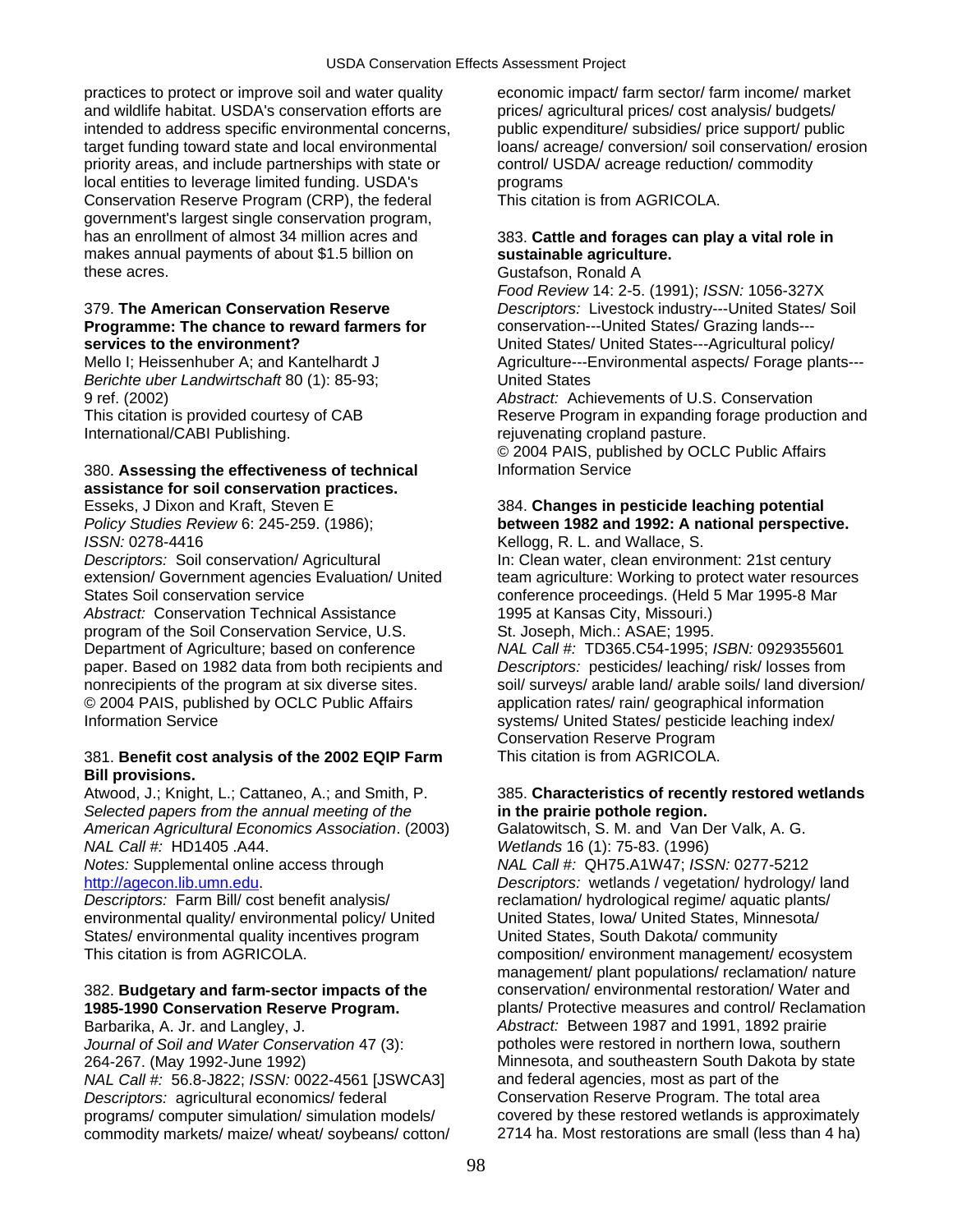practices to protect or improve soil and water quality and wildlife habitat. USDA's conservation efforts are intended to address specific environmental concerns, target funding toward state and local environmental priority areas, and include partnerships with state or local entities to leverage limited funding. USDA's Conservation Reserve Program (CRP), the federal government's largest single conservation program, has an enrollment of almost 34 million acres and makes annual payments of about $1.5 billion on these acres.

379. **The American Conservation Reserve Programme: The chance to reward farmers for services to the environment?**
Mello I; Heissenhuber A; and Kantelhardt J
*Berichte uber Landwirtschaft* 80 (1): 85-93; 9 ref. (2002)
This citation is provided courtesy of CAB International/CABI Publishing.

380. **Assessing the effectiveness of technical assistance for soil conservation practices.**
Esseks, J Dixon and Kraft, Steven E
*Policy Studies Review* 6: 245-259. (1986); *ISSN:* 0278-4416
*Descriptors:* Soil conservation/ Agricultural extension/ Government agencies Evaluation/ United States Soil conservation service
*Abstract:* Conservation Technical Assistance program of the Soil Conservation Service, U.S. Department of Agriculture; based on conference paper. Based on 1982 data from both recipients and nonrecipients of the program at six diverse sites.
© 2004 PAIS, published by OCLC Public Affairs Information Service

381. **Benefit cost analysis of the 2002 EQIP Farm Bill provisions.**
Atwood, J.; Knight, L.; Cattaneo, A.; and Smith, P.
*Selected papers from the annual meeting of the American Agricultural Economics Association*. (2003)
*NAL Call #:* HD1405 .A44.
*Notes:* Supplemental online access through http://agecon.lib.umn.edu.
*Descriptors:* Farm Bill/ cost benefit analysis/ environmental quality/ environmental policy/ United States/ environmental quality incentives program
This citation is from AGRICOLA.

382. **Budgetary and farm-sector impacts of the 1985-1990 Conservation Reserve Program.**
Barbarika, A. Jr. and Langley, J.
*Journal of Soil and Water Conservation* 47 (3): 264-267. (May 1992-June 1992)
*NAL Call #:* 56.8-J822; *ISSN:* 0022-4561 [JSWCA3]
*Descriptors:* agricultural economics/ federal programs/ computer simulation/ simulation models/ commodity markets/ maize/ wheat/ soybeans/ cotton/ economic impact/ farm sector/ farm income/ market prices/ agricultural prices/ cost analysis/ budgets/ public expenditure/ subsidies/ price support/ public loans/ acreage/ conversion/ soil conservation/ erosion control/ USDA/ acreage reduction/ commodity programs
This citation is from AGRICOLA.

383. **Cattle and forages can play a vital role in sustainable agriculture.**
Gustafson, Ronald A
*Food Review* 14: 2-5. (1991); *ISSN:* 1056-327X
*Descriptors:* Livestock industry---United States/ Soil conservation---United States/ Grazing lands---United States/ United States---Agricultural policy/ Agriculture---Environmental aspects/ Forage plants---United States
*Abstract:* Achievements of U.S. Conservation Reserve Program in expanding forage production and rejuvenating cropland pasture.
© 2004 PAIS, published by OCLC Public Affairs Information Service

384. **Changes in pesticide leaching potential between 1982 and 1992: A national perspective.**
Kellogg, R. L. and Wallace, S.
In: Clean water, clean environment: 21st century team agriculture: Working to protect water resources conference proceedings. (Held 5 Mar 1995-8 Mar 1995 at Kansas City, Missouri.)
St. Joseph, Mich.: ASAE; 1995.
*NAL Call #:* TD365.C54-1995; *ISBN:* 0929355601
*Descriptors:* pesticides/ leaching/ risk/ losses from soil/ surveys/ arable land/ arable soils/ land diversion/ application rates/ rain/ geographical information systems/ United States/ pesticide leaching index/ Conservation Reserve Program
This citation is from AGRICOLA.

385. **Characteristics of recently restored wetlands in the prairie pothole region.**
Galatowitsch, S. M. and Van Der Valk, A. G.
*Wetlands* 16 (1): 75-83. (1996)
*NAL Call #:* QH75.A1W47; *ISSN:* 0277-5212
*Descriptors:* wetlands / vegetation/ hydrology/ land reclamation/ hydrological regime/ aquatic plants/ United States, Iowa/ United States, Minnesota/ United States, South Dakota/ community composition/ environment management/ ecosystem management/ plant populations/ reclamation/ nature conservation/ environmental restoration/ Water and plants/ Protective measures and control/ Reclamation
*Abstract:* Between 1987 and 1991, 1892 prairie potholes were restored in northern Iowa, southern Minnesota, and southeastern South Dakota by state and federal agencies, most as part of the Conservation Reserve Program. The total area covered by these restored wetlands is approximately 2714 ha. Most restorations are small (less than 4 ha)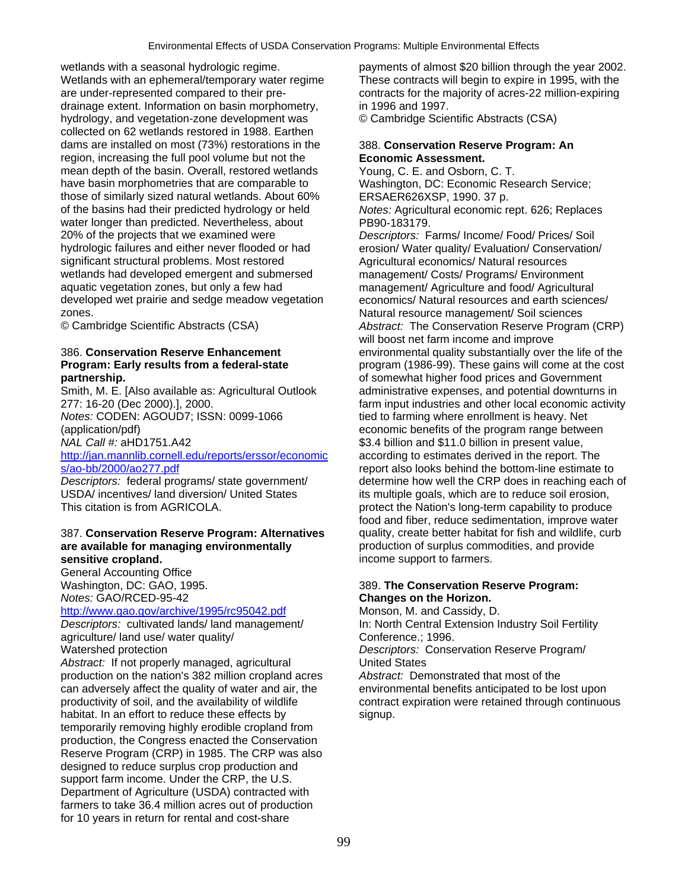wetlands with a seasonal hydrologic regime. Wetlands with an ephemeral/temporary water regime are under-represented compared to their pre-drainage extent. Information on basin morphometry, hydrology, and vegetation-zone development was collected on 62 wetlands restored in 1988. Earthen dams are installed on most (73%) restorations in the region, increasing the full pool volume but not the mean depth of the basin. Overall, restored wetlands have basin morphometries that are comparable to those of similarly sized natural wetlands. About 60% of the basins had their predicted hydrology or held water longer than predicted. Nevertheless, about 20% of the projects that we examined were hydrologic failures and either never flooded or had significant structural problems. Most restored wetlands had developed emergent and submersed aquatic vegetation zones, but only a few had developed wet prairie and sedge meadow vegetation zones.
© Cambridge Scientific Abstracts (CSA)

386. **Conservation Reserve Enhancement Program: Early results from a federal-state partnership.**
Smith, M. E. [Also available as: Agricultural Outlook 277: 16-20 (Dec 2000).], 2000.
*Notes:* CODEN: AGOUD7; ISSN: 0099-1066 (application/pdf)
*NAL Call #:* aHD1751.A42
http://jan.mannlib.cornell.edu/reports/erssor/economics/ao-bb/2000/ao277.pdf
*Descriptors:* federal programs/ state government/ USDA/ incentives/ land diversion/ United States
This citation is from AGRICOLA.

387. **Conservation Reserve Program: Alternatives are available for managing environmentally sensitive cropland.**
General Accounting Office
Washington, DC: GAO, 1995.
*Notes:* GAO/RCED-95-42
http://www.gao.gov/archive/1995/rc95042.pdf
*Descriptors:* cultivated lands/ land management/ agriculture/ land use/ water quality/ Watershed protection
*Abstract:* If not properly managed, agricultural production on the nation's 382 million cropland acres can adversely affect the quality of water and air, the productivity of soil, and the availability of wildlife habitat. In an effort to reduce these effects by temporarily removing highly erodible cropland from production, the Congress enacted the Conservation Reserve Program (CRP) in 1985. The CRP was also designed to reduce surplus crop production and support farm income. Under the CRP, the U.S. Department of Agriculture (USDA) contracted with farmers to take 36.4 million acres out of production for 10 years in return for rental and cost-share payments of almost $20 billion through the year 2002. These contracts will begin to expire in 1995, with the contracts for the majority of acres-22 million-expiring in 1996 and 1997.
© Cambridge Scientific Abstracts (CSA)

388. **Conservation Reserve Program: An Economic Assessment.**
Young, C. E. and Osborn, C. T.
Washington, DC: Economic Research Service; ERSAER626XSP, 1990. 37 p.
*Notes:* Agricultural economic rept. 626; Replaces PB90-183179.
*Descriptors:* Farms/ Income/ Food/ Prices/ Soil erosion/ Water quality/ Evaluation/ Conservation/ Agricultural economics/ Natural resources management/ Costs/ Programs/ Environment management/ Agriculture and food/ Agricultural economics/ Natural resources and earth sciences/ Natural resource management/ Soil sciences
*Abstract:* The Conservation Reserve Program (CRP) will boost net farm income and improve environmental quality substantially over the life of the program (1986-99). These gains will come at the cost of somewhat higher food prices and Government administrative expenses, and potential downturns in farm input industries and other local economic activity tied to farming where enrollment is heavy. Net economic benefits of the program range between $3.4 billion and $11.0 billion in present value, according to estimates derived in the report. The report also looks behind the bottom-line estimate to determine how well the CRP does in reaching each of its multiple goals, which are to reduce soil erosion, protect the Nation's long-term capability to produce food and fiber, reduce sedimentation, improve water quality, create better habitat for fish and wildlife, curb production of surplus commodities, and provide income support to farmers.

389. **The Conservation Reserve Program: Changes on the Horizon.**
Monson, M. and Cassidy, D.
In: North Central Extension Industry Soil Fertility Conference.; 1996.
*Descriptors:* Conservation Reserve Program/ United States
*Abstract:* Demonstrated that most of the environmental benefits anticipated to be lost upon contract expiration were retained through continuous signup.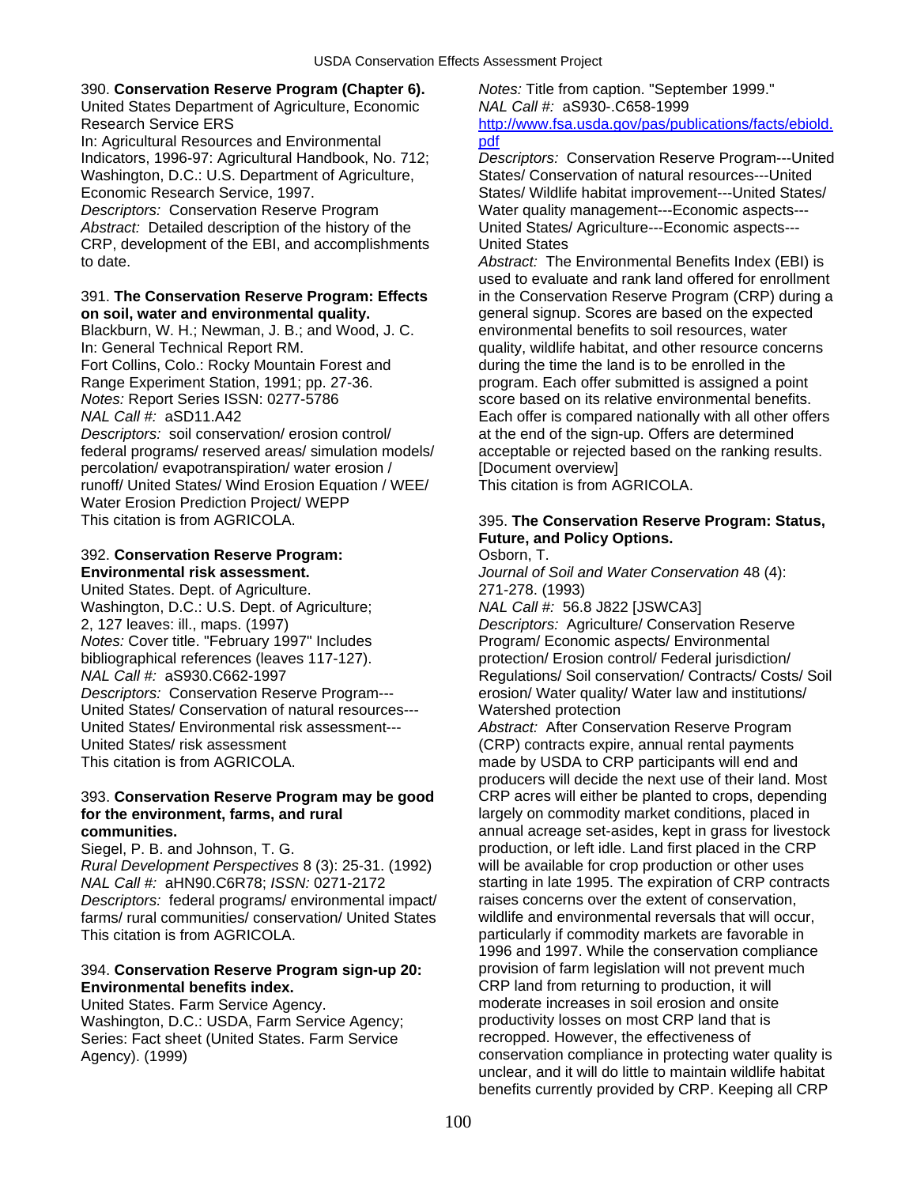390. **Conservation Reserve Program (Chapter 6).**
United States Department of Agriculture, Economic Research Service ERS
In: Agricultural Resources and Environmental Indicators, 1996-97: Agricultural Handbook, No. 712; Washington, D.C.: U.S. Department of Agriculture, Economic Research Service, 1997.
*Descriptors:* Conservation Reserve Program
*Abstract:* Detailed description of the history of the CRP, development of the EBI, and accomplishments to date.

391. **The Conservation Reserve Program: Effects on soil, water and environmental quality.**
Blackburn, W. H.; Newman, J. B.; and Wood, J. C.
In: General Technical Report RM.
Fort Collins, Colo.: Rocky Mountain Forest and Range Experiment Station, 1991; pp. 27-36.
*Notes:* Report Series ISSN: 0277-5786
*NAL Call #:* aSD11.A42
*Descriptors:* soil conservation/ erosion control/ federal programs/ reserved areas/ simulation models/ percolation/ evapotranspiration/ water erosion / runoff/ United States/ Wind Erosion Equation / WEE/ Water Erosion Prediction Project/ WEPP
This citation is from AGRICOLA.

392. **Conservation Reserve Program: Environmental risk assessment.**
United States. Dept. of Agriculture.
Washington, D.C.: U.S. Dept. of Agriculture; 2, 127 leaves: ill., maps. (1997)
*Notes:* Cover title. "February 1997" Includes bibliographical references (leaves 117-127).
*NAL Call #:* aS930.C662-1997
*Descriptors:* Conservation Reserve Program---United States/ Conservation of natural resources---United States/ Environmental risk assessment---United States/ risk assessment
This citation is from AGRICOLA.

393. **Conservation Reserve Program may be good for the environment, farms, and rural communities.**
Siegel, P. B. and Johnson, T. G.
*Rural Development Perspectives* 8 (3): 25-31. (1992)
*NAL Call #:* aHN90.C6R78; *ISSN:* 0271-2172
*Descriptors:* federal programs/ environmental impact/ farms/ rural communities/ conservation/ United States
This citation is from AGRICOLA.

394. **Conservation Reserve Program sign-up 20: Environmental benefits index.**
United States. Farm Service Agency.
Washington, D.C.: USDA, Farm Service Agency; Series: Fact sheet (United States. Farm Service Agency). (1999)
*Notes:* Title from caption. "September 1999."
*NAL Call #:* aS930-.C658-1999
http://www.fsa.usda.gov/pas/publications/facts/ebiold.pdf
*Descriptors:* Conservation Reserve Program---United States/ Conservation of natural resources---United States/ Wildlife habitat improvement---United States/ Water quality management---Economic aspects---United States/ Agriculture---Economic aspects---United States
*Abstract:* The Environmental Benefits Index (EBI) is used to evaluate and rank land offered for enrollment in the Conservation Reserve Program (CRP) during a general signup. Scores are based on the expected environmental benefits to soil resources, water quality, wildlife habitat, and other resource concerns during the time the land is to be enrolled in the program. Each offer submitted is assigned a point score based on its relative environmental benefits. Each offer is compared nationally with all other offers at the end of the sign-up. Offers are determined acceptable or rejected based on the ranking results. [Document overview]
This citation is from AGRICOLA.

395. **The Conservation Reserve Program: Status, Future, and Policy Options.**
Osborn, T.
*Journal of Soil and Water Conservation* 48 (4): 271-278. (1993)
*NAL Call #:* 56.8 J822 [JSWCA3]
*Descriptors:* Agriculture/ Conservation Reserve Program/ Economic aspects/ Environmental protection/ Erosion control/ Federal jurisdiction/ Regulations/ Soil conservation/ Contracts/ Costs/ Soil erosion/ Water quality/ Water law and institutions/ Watershed protection
*Abstract:* After Conservation Reserve Program (CRP) contracts expire, annual rental payments made by USDA to CRP participants will end and producers will decide the next use of their land. Most CRP acres will either be planted to crops, depending largely on commodity market conditions, placed in annual acreage set-asides, kept in grass for livestock production, or left idle. Land first placed in the CRP will be available for crop production or other uses starting in late 1995. The expiration of CRP contracts raises concerns over the extent of conservation, wildlife and environmental reversals that will occur, particularly if commodity markets are favorable in 1996 and 1997. While the conservation compliance provision of farm legislation will not prevent much CRP land from returning to production, it will moderate increases in soil erosion and onsite productivity losses on most CRP land that is recropped. However, the effectiveness of conservation compliance in protecting water quality is unclear, and it will do little to maintain wildlife habitat benefits currently provided by CRP. Keeping all CRP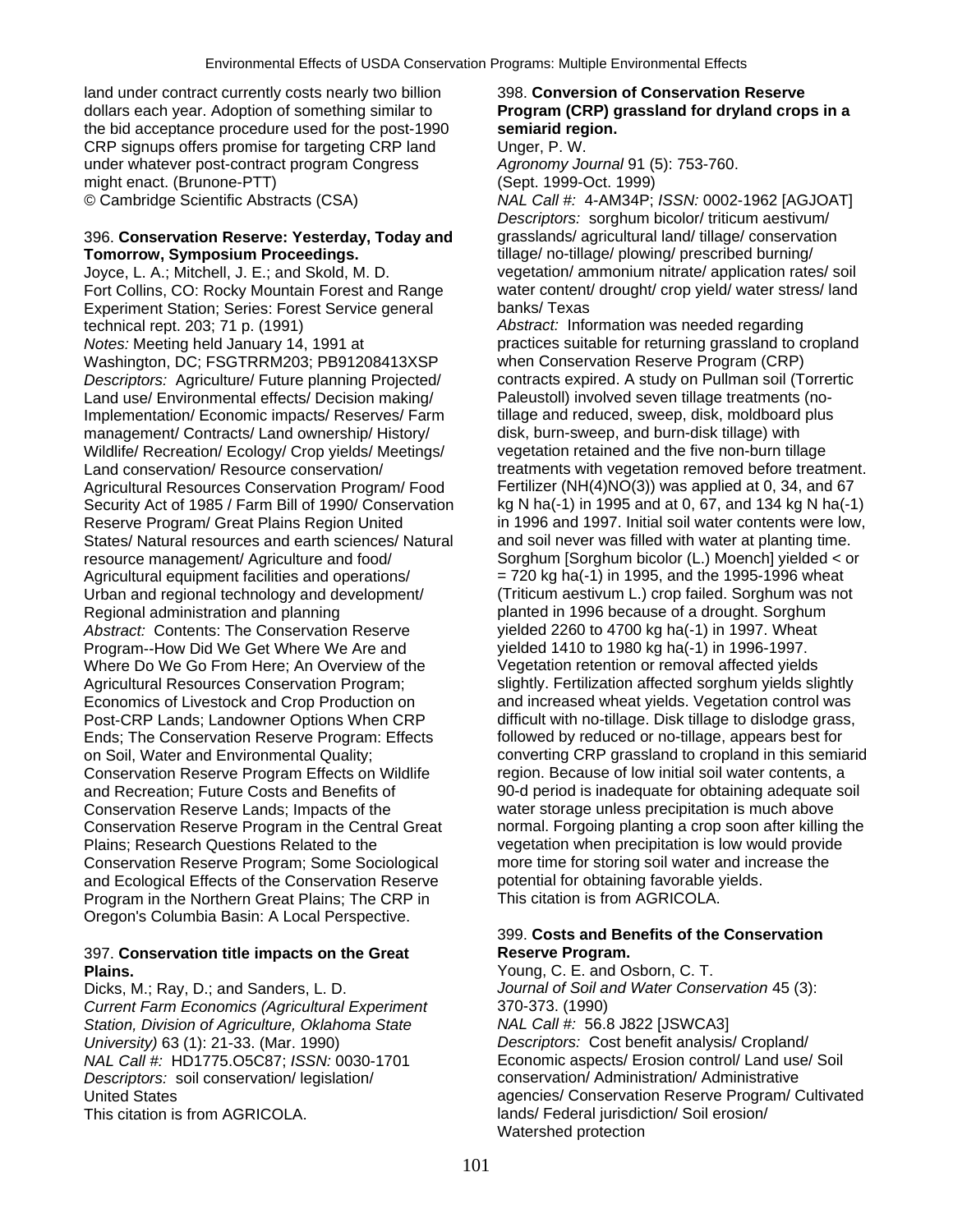land under contract currently costs nearly two billion dollars each year. Adoption of something similar to the bid acceptance procedure used for the post-1990 CRP signups offers promise for targeting CRP land under whatever post-contract program Congress might enact. (Brunone-PTT)
© Cambridge Scientific Abstracts (CSA)

396. **Conservation Reserve: Yesterday, Today and Tomorrow, Symposium Proceedings.**
Joyce, L. A.; Mitchell, J. E.; and Skold, M. D.
Fort Collins, CO: Rocky Mountain Forest and Range Experiment Station; Series: Forest Service general technical rept. 203; 71 p. (1991)
*Notes:* Meeting held January 14, 1991 at Washington, DC; FSGTRRM203; PB91208413XSP
*Descriptors:* Agriculture/ Future planning Projected/ Land use/ Environmental effects/ Decision making/ Implementation/ Economic impacts/ Reserves/ Farm management/ Contracts/ Land ownership/ History/ Wildlife/ Recreation/ Ecology/ Crop yields/ Meetings/ Land conservation/ Resource conservation/ Agricultural Resources Conservation Program/ Food Security Act of 1985 / Farm Bill of 1990/ Conservation Reserve Program/ Great Plains Region United States/ Natural resources and earth sciences/ Natural resource management/ Agriculture and food/ Agricultural equipment facilities and operations/ Urban and regional technology and development/ Regional administration and planning
*Abstract:* Contents: The Conservation Reserve Program--How Did We Get Where We Are and Where Do We Go From Here; An Overview of the Agricultural Resources Conservation Program; Economics of Livestock and Crop Production on Post-CRP Lands; Landowner Options When CRP Ends; The Conservation Reserve Program: Effects on Soil, Water and Environmental Quality; Conservation Reserve Program Effects on Wildlife and Recreation; Future Costs and Benefits of Conservation Reserve Lands; Impacts of the Conservation Reserve Program in the Central Great Plains; Research Questions Related to the Conservation Reserve Program; Some Sociological and Ecological Effects of the Conservation Reserve Program in the Northern Great Plains; The CRP in Oregon's Columbia Basin: A Local Perspective.

397. **Conservation title impacts on the Great Plains.**
Dicks, M.; Ray, D.; and Sanders, L. D.
*Current Farm Economics (Agricultural Experiment Station, Division of Agriculture, Oklahoma State University)* 63 (1): 21-33. (Mar. 1990)
*NAL Call #:* HD1775.O5C87; *ISSN:* 0030-1701
*Descriptors:* soil conservation/ legislation/ United States
This citation is from AGRICOLA.

398. **Conversion of Conservation Reserve Program (CRP) grassland for dryland crops in a semiarid region.**
Unger, P. W.
*Agronomy Journal* 91 (5): 753-760.
(Sept. 1999-Oct. 1999)
*NAL Call #:* 4-AM34P; *ISSN:* 0002-1962 [AGJOAT]
*Descriptors:* sorghum bicolor/ triticum aestivum/ grasslands/ agricultural land/ tillage/ conservation tillage/ no-tillage/ plowing/ prescribed burning/ vegetation/ ammonium nitrate/ application rates/ soil water content/ drought/ crop yield/ water stress/ land banks/ Texas
*Abstract:* Information was needed regarding practices suitable for returning grassland to cropland when Conservation Reserve Program (CRP) contracts expired. A study on Pullman soil (Torrertic Paleustoll) involved seven tillage treatments (no-tillage and reduced, sweep, disk, moldboard plus disk, burn-sweep, and burn-disk tillage) with vegetation retained and the five non-burn tillage treatments with vegetation removed before treatment. Fertilizer ($NH_4NO_3$) was applied at 0, 34, and 67 kg N ha(-1) in 1995 and at 0, 67, and 134 kg N ha(-1) in 1996 and 1997. Initial soil water contents were low, and soil never was filled with water at planting time. Sorghum [Sorghum bicolor (L.) Moench] yielded < or = 720 kg ha(-1) in 1995, and the 1995-1996 wheat (Triticum aestivum L.) crop failed. Sorghum was not planted in 1996 because of a drought. Sorghum yielded 2260 to 4700 kg ha(-1) in 1997. Wheat yielded 1410 to 1980 kg ha(-1) in 1996-1997. Vegetation retention or removal affected yields slightly. Fertilization affected sorghum yields slightly and increased wheat yields. Vegetation control was difficult with no-tillage. Disk tillage to dislodge grass, followed by reduced or no-tillage, appears best for converting CRP grassland to cropland in this semiarid region. Because of low initial soil water contents, a 90-d period is inadequate for obtaining adequate soil water storage unless precipitation is much above normal. Forgoing planting a crop soon after killing the vegetation when precipitation is low would provide more time for storing soil water and increase the potential for obtaining favorable yields.
This citation is from AGRICOLA.

399. **Costs and Benefits of the Conservation Reserve Program.**
Young, C. E. and Osborn, C. T.
*Journal of Soil and Water Conservation* 45 (3): 370-373. (1990)
*NAL Call #:* 56.8 J822 [JSWCA3]
*Descriptors:* Cost benefit analysis/ Cropland/ Economic aspects/ Erosion control/ Land use/ Soil conservation/ Administration/ Administrative agencies/ Conservation Reserve Program/ Cultivated lands/ Federal jurisdiction/ Soil erosion/ Watershed protection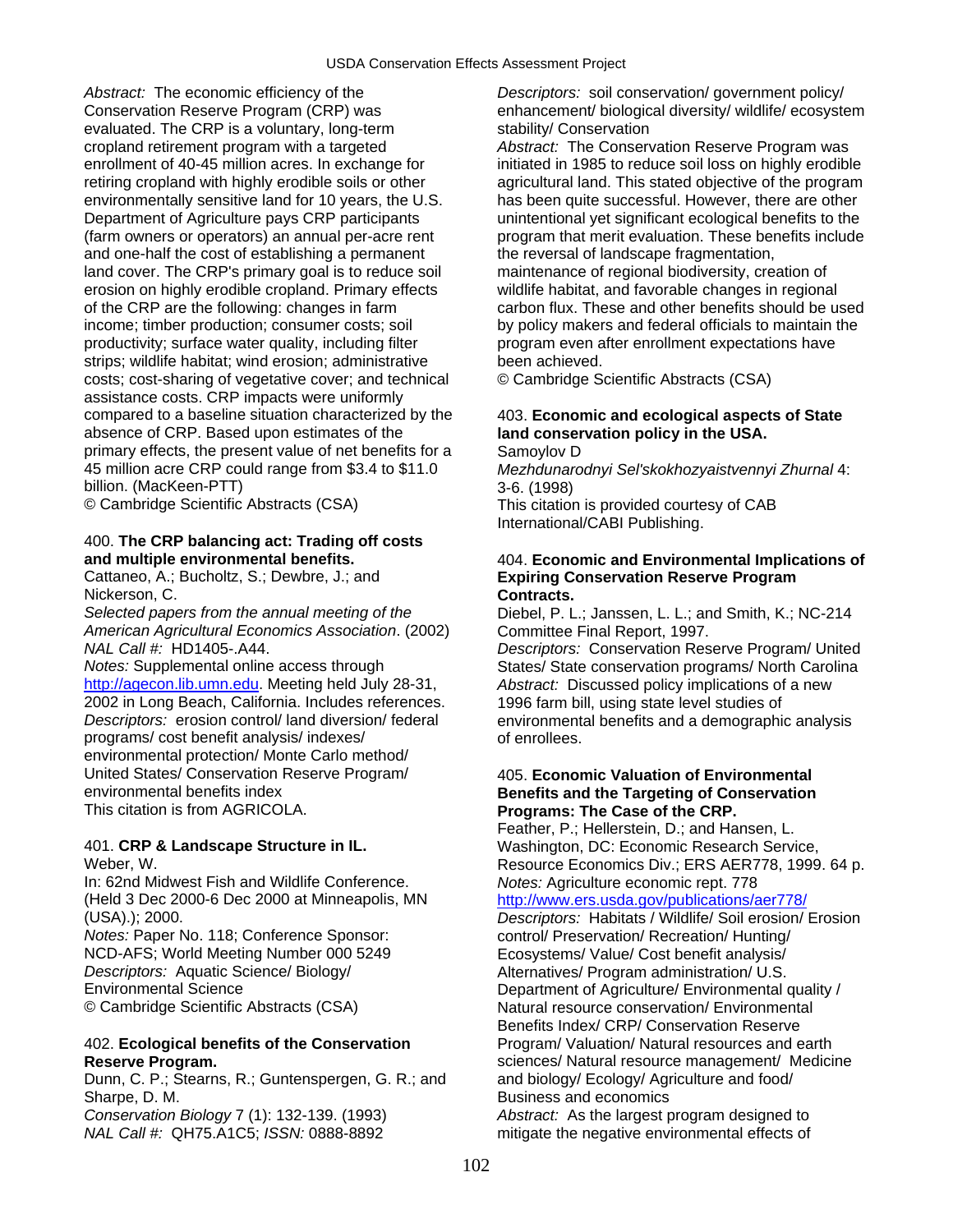*Abstract:* The economic efficiency of the Conservation Reserve Program (CRP) was evaluated. The CRP is a voluntary, long-term cropland retirement program with a targeted enrollment of 40-45 million acres. In exchange for retiring cropland with highly erodible soils or other environmentally sensitive land for 10 years, the U.S. Department of Agriculture pays CRP participants (farm owners or operators) an annual per-acre rent and one-half the cost of establishing a permanent land cover. The CRP's primary goal is to reduce soil erosion on highly erodible cropland. Primary effects of the CRP are the following: changes in farm income; timber production; consumer costs; soil productivity; surface water quality, including filter strips; wildlife habitat; wind erosion; administrative costs; cost-sharing of vegetative cover; and technical assistance costs. CRP impacts were uniformly compared to a baseline situation characterized by the absence of CRP. Based upon estimates of the primary effects, the present value of net benefits for a 45 million acre CRP could range from $3.4 to $11.0 billion. (MacKeen-PTT)
© Cambridge Scientific Abstracts (CSA)

400. **The CRP balancing act: Trading off costs and multiple environmental benefits.**
Cattaneo, A.; Bucholtz, S.; Dewbre, J.; and Nickerson, C.
*Selected papers from the annual meeting of the American Agricultural Economics Association*. (2002)
*NAL Call #:* HD1405-.A44.
*Notes:* Supplemental online access through http://agecon.lib.umn.edu. Meeting held July 28-31, 2002 in Long Beach, California. Includes references.
*Descriptors:* erosion control/ land diversion/ federal programs/ cost benefit analysis/ indexes/ environmental protection/ Monte Carlo method/ United States/ Conservation Reserve Program/ environmental benefits index
This citation is from AGRICOLA.

401. **CRP & Landscape Structure in IL.**
Weber, W.
In: 62nd Midwest Fish and Wildlife Conference. (Held 3 Dec 2000-6 Dec 2000 at Minneapolis, MN (USA).); 2000.
*Notes:* Paper No. 118; Conference Sponsor: NCD-AFS; World Meeting Number 000 5249
*Descriptors:* Aquatic Science/ Biology/ Environmental Science
© Cambridge Scientific Abstracts (CSA)

402. **Ecological benefits of the Conservation Reserve Program.**
Dunn, C. P.; Stearns, R.; Guntenspergen, G. R.; and Sharpe, D. M.
*Conservation Biology* 7 (1): 132-139. (1993)
*NAL Call #:* QH75.A1C5; *ISSN:* 0888-8892
*Descriptors:* soil conservation/ government policy/ enhancement/ biological diversity/ wildlife/ ecosystem stability/ Conservation
*Abstract:* The Conservation Reserve Program was initiated in 1985 to reduce soil loss on highly erodible agricultural land. This stated objective of the program has been quite successful. However, there are other unintentional yet significant ecological benefits to the program that merit evaluation. These benefits include the reversal of landscape fragmentation, maintenance of regional biodiversity, creation of wildlife habitat, and favorable changes in regional carbon flux. These and other benefits should be used by policy makers and federal officials to maintain the program even after enrollment expectations have been achieved.
© Cambridge Scientific Abstracts (CSA)

403. **Economic and ecological aspects of State land conservation policy in the USA.**
Samoylov D
*Mezhdunarodnyi Sel'skokhozyaistvennyi Zhurnal* 4: 3-6. (1998)
This citation is provided courtesy of CAB International/CABI Publishing.

404. **Economic and Environmental Implications of Expiring Conservation Reserve Program Contracts.**
Diebel, P. L.; Janssen, L. L.; and Smith, K.; NC-214 Committee Final Report, 1997.
*Descriptors:* Conservation Reserve Program/ United States/ State conservation programs/ North Carolina
*Abstract:* Discussed policy implications of a new 1996 farm bill, using state level studies of environmental benefits and a demographic analysis of enrollees.

405. **Economic Valuation of Environmental Benefits and the Targeting of Conservation Programs: The Case of the CRP.**
Feather, P.; Hellerstein, D.; and Hansen, L.
Washington, DC: Economic Research Service, Resource Economics Div.; ERS AER778, 1999. 64 p.
*Notes:* Agriculture economic rept. 778
http://www.ers.usda.gov/publications/aer778/
*Descriptors:* Habitats / Wildlife/ Soil erosion/ Erosion control/ Preservation/ Recreation/ Hunting/ Ecosystems/ Value/ Cost benefit analysis/ Alternatives/ Program administration/ U.S. Department of Agriculture/ Environmental quality / Natural resource conservation/ Environmental Benefits Index/ CRP/ Conservation Reserve Program/ Valuation/ Natural resources and earth sciences/ Natural resource management/ Medicine and biology/ Ecology/ Agriculture and food/ Business and economics
*Abstract:* As the largest program designed to mitigate the negative environmental effects of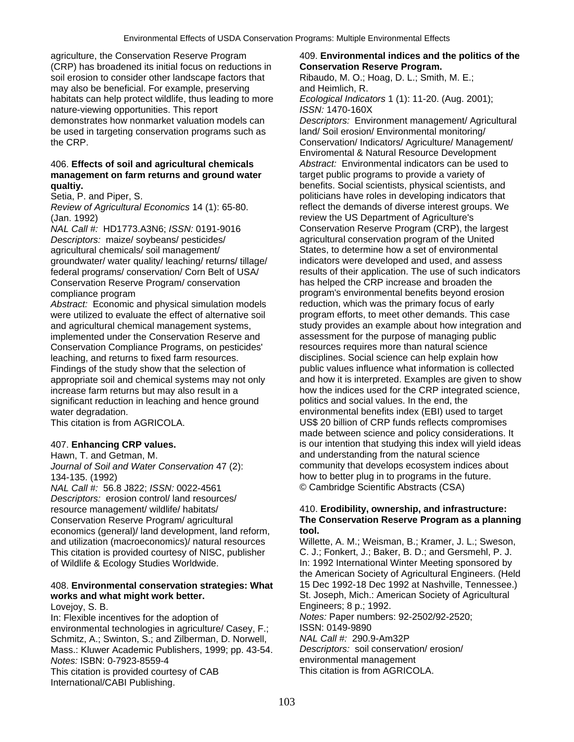agriculture, the Conservation Reserve Program (CRP) has broadened its initial focus on reductions in soil erosion to consider other landscape factors that may also be beneficial. For example, preserving habitats can help protect wildlife, thus leading to more nature-viewing opportunities. This report demonstrates how nonmarket valuation models can be used in targeting conservation programs such as the CRP.

406. **Effects of soil and agricultural chemicals management on farm returns and ground water qualtiy.**

Setia, P. and Piper, S.

*Review of Agricultural Economics* 14 (1): 65-80. (Jan. 1992)

*NAL Call #:* HD1773.A3N6; *ISSN:* 0191-9016

*Descriptors:* maize/ soybeans/ pesticides/ agricultural chemicals/ soil management/ groundwater/ water quality/ leaching/ returns/ tillage/ federal programs/ conservation/ Corn Belt of USA/ Conservation Reserve Program/ conservation compliance program

*Abstract:* Economic and physical simulation models were utilized to evaluate the effect of alternative soil and agricultural chemical management systems, implemented under the Conservation Reserve and Conservation Compliance Programs, on pesticides' leaching, and returns to fixed farm resources. Findings of the study show that the selection of appropriate soil and chemical systems may not only increase farm returns but may also result in a significant reduction in leaching and hence ground water degradation.

This citation is from AGRICOLA.

407. **Enhancing CRP values.**

Hawn, T. and Getman, M.

*Journal of Soil and Water Conservation* 47 (2): 134-135. (1992)

*NAL Call #:* 56.8 J822; *ISSN:* 0022-4561

*Descriptors:* erosion control/ land resources/ resource management/ wildlife/ habitats/ Conservation Reserve Program/ agricultural economics (general)/ land development, land reform, and utilization (macroeconomics)/ natural resources

This citation is provided courtesy of NISC, publisher of Wildlife & Ecology Studies Worldwide.

408. **Environmental conservation strategies: What works and what might work better.**

Lovejoy, S. B.

In: Flexible incentives for the adoption of environmental technologies in agriculture/ Casey, F.; Schmitz, A.; Swinton, S.; and Zilberman, D. Norwell, Mass.: Kluwer Academic Publishers, 1999; pp. 43-54.

*Notes:* ISBN: 0-7923-8559-4

This citation is provided courtesy of CAB International/CABI Publishing.

409. **Environmental indices and the politics of the Conservation Reserve Program.**

Ribaudo, M. O.; Hoag, D. L.; Smith, M. E.; and Heimlich, R.

*Ecological Indicators* 1 (1): 11-20. (Aug. 2001); *ISSN:* 1470-160X

*Descriptors:* Environment management/ Agricultural land/ Soil erosion/ Environmental monitoring/ Conservation/ Indicators/ Agriculture/ Management/ Enviromental & Natural Resource Development

*Abstract:* Environmental indicators can be used to target public programs to provide a variety of benefits. Social scientists, physical scientists, and politicians have roles in developing indicators that reflect the demands of diverse interest groups. We review the US Department of Agriculture's Conservation Reserve Program (CRP), the largest agricultural conservation program of the United States, to determine how a set of environmental indicators were developed and used, and assess results of their application. The use of such indicators has helped the CRP increase and broaden the program's environmental benefits beyond erosion reduction, which was the primary focus of early program efforts, to meet other demands. This case study provides an example about how integration and assessment for the purpose of managing public resources requires more than natural science disciplines. Social science can help explain how public values influence what information is collected and how it is interpreted. Examples are given to show how the indices used for the CRP integrated science, politics and social values. In the end, the environmental benefits index (EBI) used to target US$ 20 billion of CRP funds reflects compromises made between science and policy considerations. It is our intention that studying this index will yield ideas and understanding from the natural science community that develops ecosystem indices about how to better plug in to programs in the future.

© Cambridge Scientific Abstracts (CSA)

410. **Erodibility, ownership, and infrastructure: The Conservation Reserve Program as a planning tool.**

Willette, A. M.; Weisman, B.; Kramer, J. L.; Sweson, C. J.; Fonkert, J.; Baker, B. D.; and Gersmehl, P. J.

In: 1992 International Winter Meeting sponsored by the American Society of Agricultural Engineers. (Held 15 Dec 1992-18 Dec 1992 at Nashville, Tennessee.) St. Joseph, Mich.: American Society of Agricultural Engineers; 8 p.; 1992.

*Notes:* Paper numbers: 92-2502/92-2520; ISSN: 0149-9890

*NAL Call #:* 290.9-Am32P

*Descriptors:* soil conservation/ erosion/ environmental management

This citation is from AGRICOLA.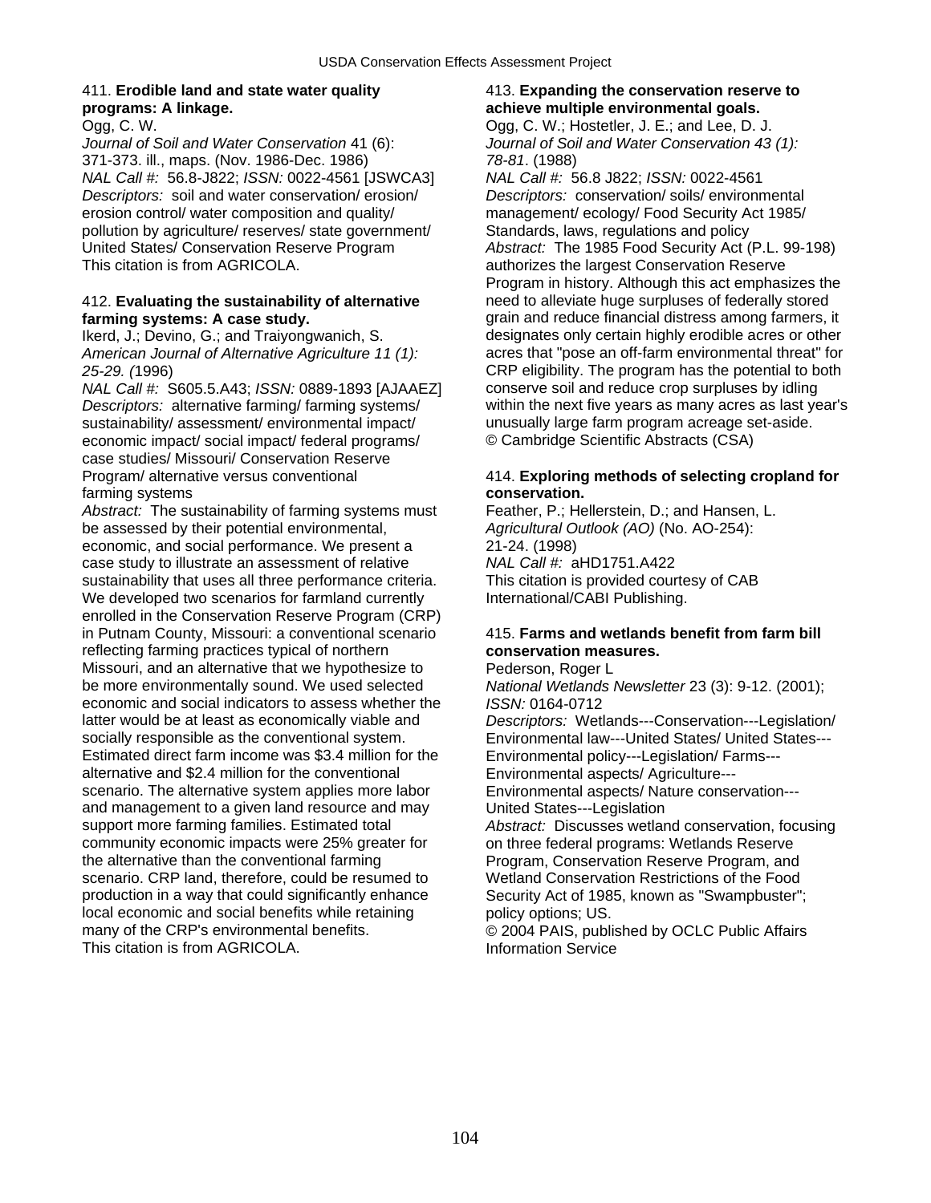411. **Erodible land and state water quality programs: A linkage.**
Ogg, C. W.
*Journal of Soil and Water Conservation* 41 (6): 371-373. ill., maps. (Nov. 1986-Dec. 1986)
*NAL Call #:* 56.8-J822; *ISSN:* 0022-4561 [JSWCA3]
*Descriptors:* soil and water conservation/ erosion/ erosion control/ water composition and quality/ pollution by agriculture/ reserves/ state government/ United States/ Conservation Reserve Program
This citation is from AGRICOLA.

412. **Evaluating the sustainability of alternative farming systems: A case study.**
Ikerd, J.; Devino, G.; and Traiyongwanich, S.
*American Journal of Alternative Agriculture 11 (1): 25-29. (*1996)
*NAL Call #:* S605.5.A43; *ISSN:* 0889-1893 [AJAAEZ]
*Descriptors:* alternative farming/ farming systems/ sustainability/ assessment/ environmental impact/ economic impact/ social impact/ federal programs/ case studies/ Missouri/ Conservation Reserve Program/ alternative versus conventional farming systems
*Abstract:* The sustainability of farming systems must be assessed by their potential environmental, economic, and social performance. We present a case study to illustrate an assessment of relative sustainability that uses all three performance criteria. We developed two scenarios for farmland currently enrolled in the Conservation Reserve Program (CRP) in Putnam County, Missouri: a conventional scenario reflecting farming practices typical of northern Missouri, and an alternative that we hypothesize to be more environmentally sound. We used selected economic and social indicators to assess whether the latter would be at least as economically viable and socially responsible as the conventional system. Estimated direct farm income was $3.4 million for the alternative and $2.4 million for the conventional scenario. The alternative system applies more labor and management to a given land resource and may support more farming families. Estimated total community economic impacts were 25% greater for the alternative than the conventional farming scenario. CRP land, therefore, could be resumed to production in a way that could significantly enhance local economic and social benefits while retaining many of the CRP's environmental benefits.
This citation is from AGRICOLA.

413. **Expanding the conservation reserve to achieve multiple environmental goals.**
Ogg, C. W.; Hostetler, J. E.; and Lee, D. J.
*Journal of Soil and Water Conservation 43 (1): 78-81*. (1988)
*NAL Call #:* 56.8 J822; *ISSN:* 0022-4561
*Descriptors:* conservation/ soils/ environmental management/ ecology/ Food Security Act 1985/ Standards, laws, regulations and policy
*Abstract:* The 1985 Food Security Act (P.L. 99-198) authorizes the largest Conservation Reserve Program in history. Although this act emphasizes the need to alleviate huge surpluses of federally stored grain and reduce financial distress among farmers, it designates only certain highly erodible acres or other acres that "pose an off-farm environmental threat" for CRP eligibility. The program has the potential to both conserve soil and reduce crop surpluses by idling within the next five years as many acres as last year's unusually large farm program acreage set-aside.
© Cambridge Scientific Abstracts (CSA)

414. **Exploring methods of selecting cropland for conservation.**
Feather, P.; Hellerstein, D.; and Hansen, L.
*Agricultural Outlook (AO)* (No. AO-254): 21-24. (1998)
*NAL Call #:* aHD1751.A422
This citation is provided courtesy of CAB International/CABI Publishing.

415. **Farms and wetlands benefit from farm bill conservation measures.**
Pederson, Roger L
*National Wetlands Newsletter* 23 (3): 9-12. (2001); *ISSN:* 0164-0712
*Descriptors:* Wetlands---Conservation---Legislation/ Environmental law---United States/ United States---Environmental policy---Legislation/ Farms---Environmental aspects/ Agriculture---Environmental aspects/ Nature conservation---United States---Legislation
*Abstract:* Discusses wetland conservation, focusing on three federal programs: Wetlands Reserve Program, Conservation Reserve Program, and Wetland Conservation Restrictions of the Food Security Act of 1985, known as "Swampbuster"; policy options; US.
© 2004 PAIS, published by OCLC Public Affairs Information Service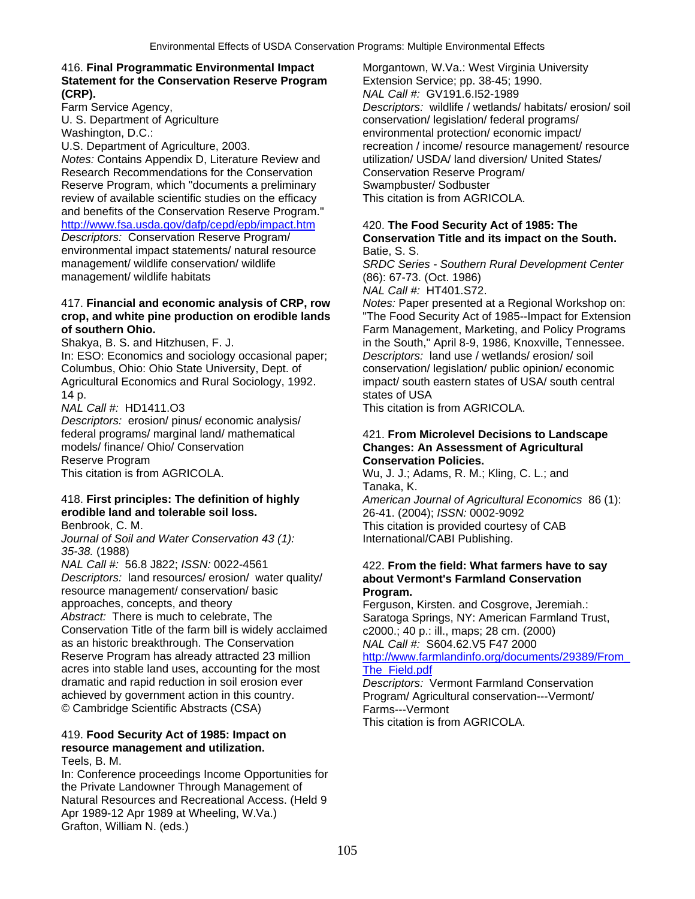416. **Final Programmatic Environmental Impact Statement for the Conservation Reserve Program (CRP).**
Farm Service Agency,
U. S. Department of Agriculture
Washington, D.C.:
U.S. Department of Agriculture, 2003.
*Notes:* Contains Appendix D, Literature Review and Research Recommendations for the Conservation Reserve Program, which "documents a preliminary review of available scientific studies on the efficacy and benefits of the Conservation Reserve Program."
http://www.fsa.usda.gov/dafp/cepd/epb/impact.htm
*Descriptors:* Conservation Reserve Program/ environmental impact statements/ natural resource management/ wildlife conservation/ wildlife management/ wildlife habitats

417. **Financial and economic analysis of CRP, row crop, and white pine production on erodible lands of southern Ohio.**
Shakya, B. S. and Hitzhusen, F. J.
In: ESO: Economics and sociology occasional paper; Columbus, Ohio: Ohio State University, Dept. of Agricultural Economics and Rural Sociology, 1992. 14 p.
*NAL Call #:* HD1411.O3
*Descriptors:* erosion/ pinus/ economic analysis/ federal programs/ marginal land/ mathematical models/ finance/ Ohio/ Conservation Reserve Program
This citation is from AGRICOLA.

418. **First principles: The definition of highly erodible land and tolerable soil loss.**
Benbrook, C. M.
*Journal of Soil and Water Conservation 43 (1): 35-38.* (1988)
*NAL Call #:* 56.8 J822; *ISSN:* 0022-4561
*Descriptors:* land resources/ erosion/ water quality/ resource management/ conservation/ basic approaches, concepts, and theory
*Abstract:* There is much to celebrate, The Conservation Title of the farm bill is widely acclaimed as an historic breakthrough. The Conservation Reserve Program has already attracted 23 million acres into stable land uses, accounting for the most dramatic and rapid reduction in soil erosion ever achieved by government action in this country.
© Cambridge Scientific Abstracts (CSA)

419. **Food Security Act of 1985: Impact on resource management and utilization.**
Teels, B. M.
In: Conference proceedings Income Opportunities for the Private Landowner Through Management of Natural Resources and Recreational Access. (Held 9 Apr 1989-12 Apr 1989 at Wheeling, W.Va.)
Grafton, William N. (eds.)
Morgantown, W.Va.: West Virginia University Extension Service; pp. 38-45; 1990.
*NAL Call #:* GV191.6.I52-1989
*Descriptors:* wildlife / wetlands/ habitats/ erosion/ soil conservation/ legislation/ federal programs/ environmental protection/ economic impact/ recreation / income/ resource management/ resource utilization/ USDA/ land diversion/ United States/ Conservation Reserve Program/ Swampbuster/ Sodbuster
This citation is from AGRICOLA.

420. **The Food Security Act of 1985: The Conservation Title and its impact on the South.**
Batie, S. S.
*SRDC Series - Southern Rural Development Center* (86): 67-73. (Oct. 1986)
*NAL Call #:* HT401.S72.
*Notes:* Paper presented at a Regional Workshop on: "The Food Security Act of 1985--Impact for Extension Farm Management, Marketing, and Policy Programs in the South," April 8-9, 1986, Knoxville, Tennessee.
*Descriptors:* land use / wetlands/ erosion/ soil conservation/ legislation/ public opinion/ economic impact/ south eastern states of USA/ south central states of USA
This citation is from AGRICOLA.

421. **From Microlevel Decisions to Landscape Changes: An Assessment of Agricultural Conservation Policies.**
Wu, J. J.; Adams, R. M.; Kling, C. L.; and Tanaka, K.
*American Journal of Agricultural Economics* 86 (1): 26-41. (2004); *ISSN:* 0002-9092
This citation is provided courtesy of CAB International/CABI Publishing.

422. **From the field: What farmers have to say about Vermont's Farmland Conservation Program.**
Ferguson, Kirsten. and Cosgrove, Jeremiah.:
Saratoga Springs, NY: American Farmland Trust, c2000.; 40 p.: ill., maps; 28 cm. (2000)
*NAL Call #:* S604.62.V5 F47 2000
http://www.farmlandinfo.org/documents/29389/From_The_Field.pdf
*Descriptors:* Vermont Farmland Conservation Program/ Agricultural conservation---Vermont/ Farms---Vermont
This citation is from AGRICOLA.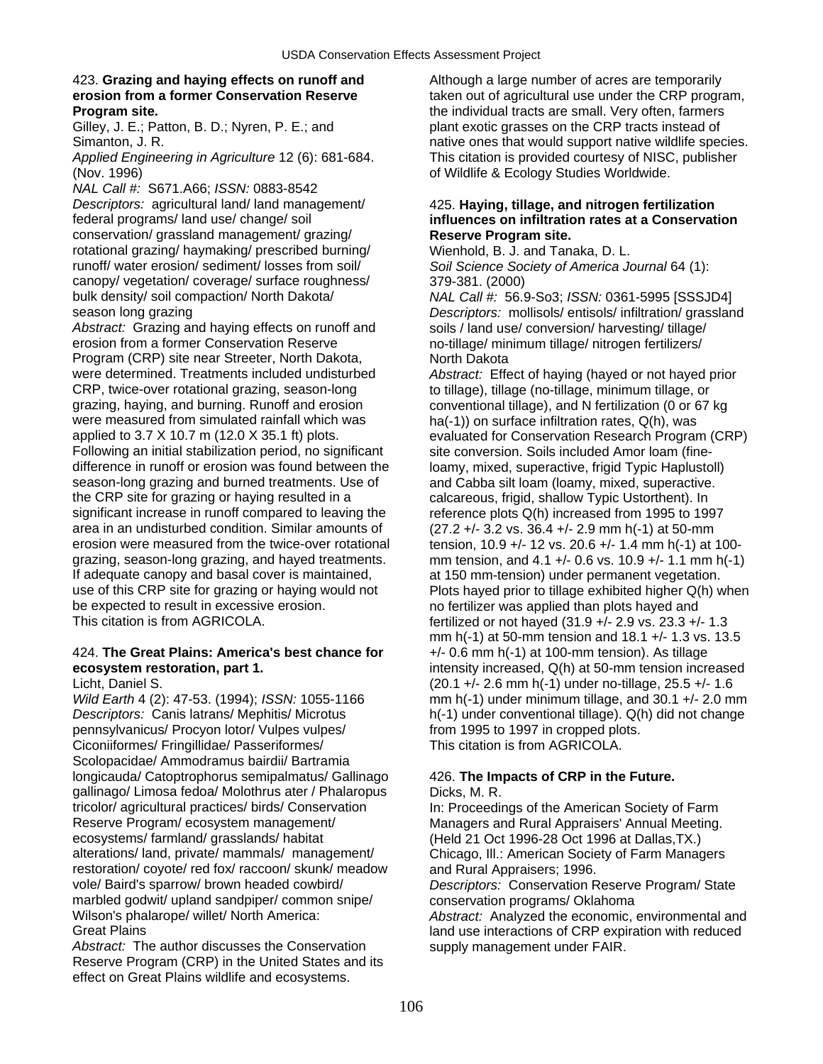423. **Grazing and haying effects on runoff and erosion from a former Conservation Reserve Program site.**
Gilley, J. E.; Patton, B. D.; Nyren, P. E.; and Simanton, J. R.
*Applied Engineering in Agriculture* 12 (6): 681-684. (Nov. 1996)
*NAL Call #:* S671.A66; *ISSN:* 0883-8542
*Descriptors:* agricultural land/ land management/ federal programs/ land use/ change/ soil conservation/ grassland management/ grazing/ rotational grazing/ haymaking/ prescribed burning/ runoff/ water erosion/ sediment/ losses from soil/ canopy/ vegetation/ coverage/ surface roughness/ bulk density/ soil compaction/ North Dakota/ season long grazing
*Abstract:* Grazing and haying effects on runoff and erosion from a former Conservation Reserve Program (CRP) site near Streeter, North Dakota, were determined. Treatments included undisturbed CRP, twice-over rotational grazing, season-long grazing, haying, and burning. Runoff and erosion were measured from simulated rainfall which was applied to 3.7 X 10.7 m (12.0 X 35.1 ft) plots. Following an initial stabilization period, no significant difference in runoff or erosion was found between the season-long grazing and burned treatments. Use of the CRP site for grazing or haying resulted in a significant increase in runoff compared to leaving the area in an undisturbed condition. Similar amounts of erosion were measured from the twice-over rotational grazing, season-long grazing, and hayed treatments. If adequate canopy and basal cover is maintained, use of this CRP site for grazing or haying would not be expected to result in excessive erosion.
This citation is from AGRICOLA.

424. **The Great Plains: America's best chance for ecosystem restoration, part 1.**
Licht, Daniel S.
*Wild Earth* 4 (2): 47-53. (1994); *ISSN:* 1055-1166
*Descriptors:* Canis latrans/ Mephitis/ Microtus pennsylvanicus/ Procyon lotor/ Vulpes vulpes/ Ciconiiformes/ Fringillidae/ Passeriformes/ Scolopacidae/ Ammodramus bairdii/ Bartramia longicauda/ Catoptrophorus semipalmatus/ Gallinago gallinago/ Limosa fedoa/ Molothrus ater / Phalaropus tricolor/ agricultural practices/ birds/ Conservation Reserve Program/ ecosystem management/ ecosystems/ farmland/ grasslands/ habitat alterations/ land, private/ mammals/ management/ restoration/ coyote/ red fox/ raccoon/ skunk/ meadow vole/ Baird's sparrow/ brown headed cowbird/ marbled godwit/ upland sandpiper/ common snipe/ Wilson's phalarope/ willet/ North America: Great Plains
*Abstract:* The author discusses the Conservation Reserve Program (CRP) in the United States and its effect on Great Plains wildlife and ecosystems. Although a large number of acres are temporarily taken out of agricultural use under the CRP program, the individual tracts are small. Very often, farmers plant exotic grasses on the CRP tracts instead of native ones that would support native wildlife species.
This citation is provided courtesy of NISC, publisher of Wildlife & Ecology Studies Worldwide.

425. **Haying, tillage, and nitrogen fertilization influences on infiltration rates at a Conservation Reserve Program site.**
Wienhold, B. J. and Tanaka, D. L.
*Soil Science Society of America Journal* 64 (1): 379-381. (2000)
*NAL Call #:* 56.9-So3; *ISSN:* 0361-5995 [SSSJD4]
*Descriptors:* mollisols/ entisols/ infiltration/ grassland soils / land use/ conversion/ harvesting/ tillage/ no-tillage/ minimum tillage/ nitrogen fertilizers/ North Dakota
*Abstract:* Effect of haying (hayed or not hayed prior to tillage), tillage (no-tillage, minimum tillage, or conventional tillage), and N fertilization (0 or 67 kg ha(-1)) on surface infiltration rates, Q(h), was evaluated for Conservation Research Program (CRP) site conversion. Soils included Amor loam (fine-loamy, mixed, superactive, frigid Typic Haplustoll) and Cabba silt loam (loamy, mixed, superactive. calcareous, frigid, shallow Typic Ustorthent). In reference plots Q(h) increased from 1995 to 1997 (27.2 +/- 3.2 vs. 36.4 +/- 2.9 mm h(-1) at 50-mm tension, 10.9 +/- 12 vs. 20.6 +/- 1.4 mm h(-1) at 100-mm tension, and 4.1 +/- 0.6 vs. 10.9 +/- 1.1 mm h(-1) at 150 mm-tension) under permanent vegetation. Plots hayed prior to tillage exhibited higher Q(h) when no fertilizer was applied than plots hayed and fertilized or not hayed (31.9 +/- 2.9 vs. 23.3 +/- 1.3 mm h(-1) at 50-mm tension and 18.1 +/- 1.3 vs. 13.5 +/- 0.6 mm h(-1) at 100-mm tension). As tillage intensity increased, Q(h) at 50-mm tension increased (20.1 +/- 2.6 mm h(-1) under no-tillage, 25.5 +/- 1.6 mm h(-1) under minimum tillage, and 30.1 +/- 2.0 mm h(-1) under conventional tillage). Q(h) did not change from 1995 to 1997 in cropped plots.
This citation is from AGRICOLA.

426. **The Impacts of CRP in the Future.**
Dicks, M. R.
In: Proceedings of the American Society of Farm Managers and Rural Appraisers' Annual Meeting. (Held 21 Oct 1996-28 Oct 1996 at Dallas,TX.) Chicago, Ill.: American Society of Farm Managers and Rural Appraisers; 1996.
*Descriptors:* Conservation Reserve Program/ State conservation programs/ Oklahoma
*Abstract:* Analyzed the economic, environmental and land use interactions of CRP expiration with reduced supply management under FAIR.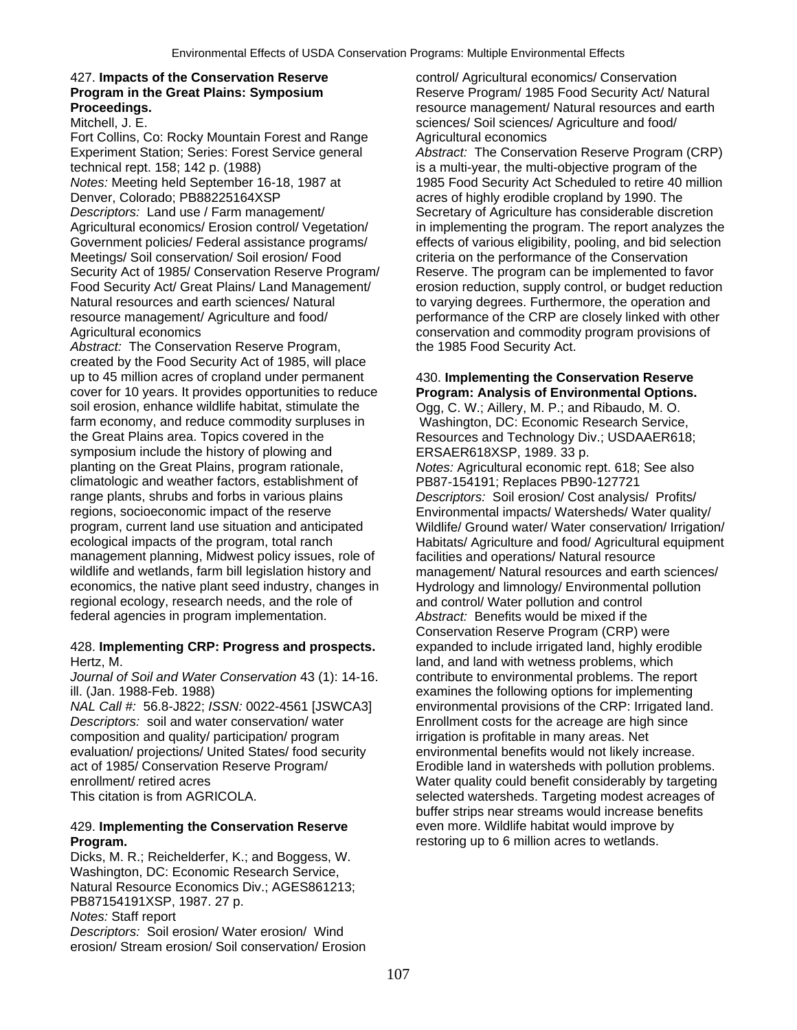427. **Impacts of the Conservation Reserve Program in the Great Plains: Symposium Proceedings.**
Mitchell, J. E.
Fort Collins, Co: Rocky Mountain Forest and Range Experiment Station; Series: Forest Service general technical rept. 158; 142 p. (1988)
*Notes:* Meeting held September 16-18, 1987 at Denver, Colorado; PB88225164XSP
*Descriptors:* Land use / Farm management/ Agricultural economics/ Erosion control/ Vegetation/ Government policies/ Federal assistance programs/ Meetings/ Soil conservation/ Soil erosion/ Food Security Act of 1985/ Conservation Reserve Program/ Food Security Act/ Great Plains/ Land Management/ Natural resources and earth sciences/ Natural resource management/ Agriculture and food/ Agricultural economics
*Abstract:* The Conservation Reserve Program, created by the Food Security Act of 1985, will place up to 45 million acres of cropland under permanent cover for 10 years. It provides opportunities to reduce soil erosion, enhance wildlife habitat, stimulate the farm economy, and reduce commodity surpluses in the Great Plains area. Topics covered in the symposium include the history of plowing and planting on the Great Plains, program rationale, climatologic and weather factors, establishment of range plants, shrubs and forbs in various plains regions, socioeconomic impact of the reserve program, current land use situation and anticipated ecological impacts of the program, total ranch management planning, Midwest policy issues, role of wildlife and wetlands, farm bill legislation history and economics, the native plant seed industry, changes in regional ecology, research needs, and the role of federal agencies in program implementation.

428. **Implementing CRP: Progress and prospects.**
Hertz, M.
*Journal of Soil and Water Conservation* 43 (1): 14-16. ill. (Jan. 1988-Feb. 1988)
*NAL Call #:* 56.8-J822; *ISSN:* 0022-4561 [JSWCA3]
*Descriptors:* soil and water conservation/ water composition and quality/ participation/ program evaluation/ projections/ United States/ food security act of 1985/ Conservation Reserve Program/ enrollment/ retired acres
This citation is from AGRICOLA.

429. **Implementing the Conservation Reserve Program.**
Dicks, M. R.; Reichelderfer, K.; and Boggess, W.
Washington, DC: Economic Research Service, Natural Resource Economics Div.; AGES861213; PB87154191XSP, 1987. 27 p.
*Notes:* Staff report
*Descriptors:* Soil erosion/ Water erosion/ Wind erosion/ Stream erosion/ Soil conservation/ Erosion control/ Agricultural economics/ Conservation Reserve Program/ 1985 Food Security Act/ Natural resource management/ Natural resources and earth sciences/ Soil sciences/ Agriculture and food/ Agricultural economics
*Abstract:* The Conservation Reserve Program (CRP) is a multi-year, the multi-objective program of the 1985 Food Security Act Scheduled to retire 40 million acres of highly erodible cropland by 1990. The Secretary of Agriculture has considerable discretion in implementing the program. The report analyzes the effects of various eligibility, pooling, and bid selection criteria on the performance of the Conservation Reserve. The program can be implemented to favor erosion reduction, supply control, or budget reduction to varying degrees. Furthermore, the operation and performance of the CRP are closely linked with other conservation and commodity program provisions of the 1985 Food Security Act.

430. **Implementing the Conservation Reserve Program: Analysis of Environmental Options.**
Ogg, C. W.; Aillery, M. P.; and Ribaudo, M. O.
Washington, DC: Economic Research Service, Resources and Technology Div.; USDAAER618; ERSAER618XSP, 1989. 33 p.
*Notes:* Agricultural economic rept. 618; See also PB87-154191; Replaces PB90-127721
*Descriptors:* Soil erosion/ Cost analysis/ Profits/ Environmental impacts/ Watersheds/ Water quality/ Wildlife/ Ground water/ Water conservation/ Irrigation/ Habitats/ Agriculture and food/ Agricultural equipment facilities and operations/ Natural resource management/ Natural resources and earth sciences/ Hydrology and limnology/ Environmental pollution and control/ Water pollution and control
*Abstract:* Benefits would be mixed if the Conservation Reserve Program (CRP) were expanded to include irrigated land, highly erodible land, and land with wetness problems, which contribute to environmental problems. The report examines the following options for implementing environmental provisions of the CRP: Irrigated land. Enrollment costs for the acreage are high since irrigation is profitable in many areas. Net environmental benefits would not likely increase. Erodible land in watersheds with pollution problems. Water quality could benefit considerably by targeting selected watersheds. Targeting modest acreages of buffer strips near streams would increase benefits even more. Wildlife habitat would improve by restoring up to 6 million acres to wetlands.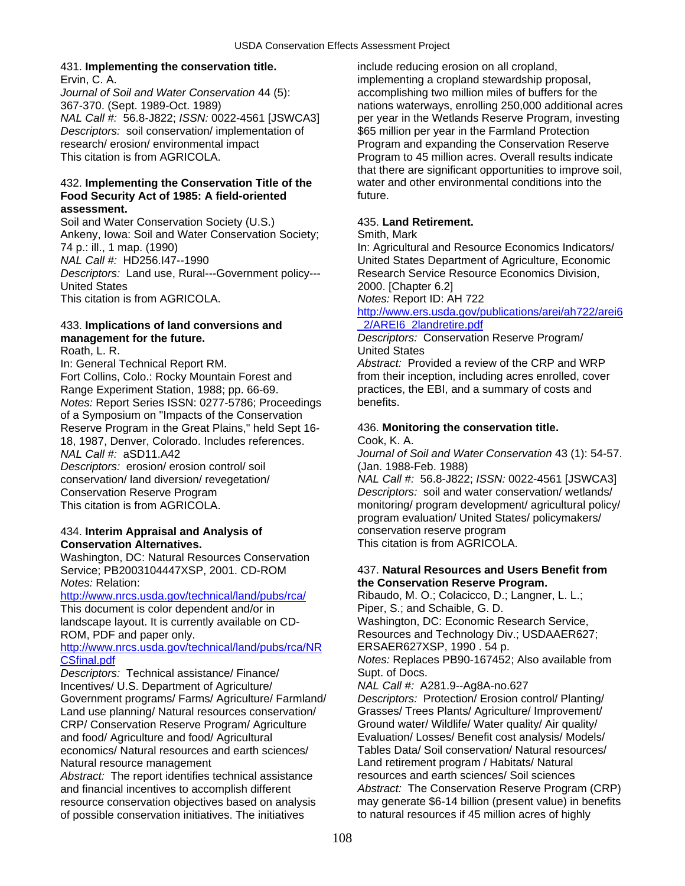431. **Implementing the conservation title.**
Ervin, C. A.
*Journal of Soil and Water Conservation* 44 (5): 367-370. (Sept. 1989-Oct. 1989)
*NAL Call #:* 56.8-J822; *ISSN:* 0022-4561 [JSWCA3]
*Descriptors:* soil conservation/ implementation of research/ erosion/ environmental impact
This citation is from AGRICOLA.

432. **Implementing the Conservation Title of the Food Security Act of 1985: A field-oriented assessment.**
Soil and Water Conservation Society (U.S.)
Ankeny, Iowa: Soil and Water Conservation Society; 74 p.: ill., 1 map. (1990)
*NAL Call #:* HD256.I47--1990
*Descriptors:* Land use, Rural---Government policy---United States
This citation is from AGRICOLA.

433. **Implications of land conversions and management for the future.**
Roath, L. R.
In: General Technical Report RM.
Fort Collins, Colo.: Rocky Mountain Forest and Range Experiment Station, 1988; pp. 66-69.
*Notes:* Report Series ISSN: 0277-5786; Proceedings of a Symposium on "Impacts of the Conservation Reserve Program in the Great Plains," held Sept 16-18, 1987, Denver, Colorado. Includes references.
*NAL Call #:* aSD11.A42
*Descriptors:* erosion/ erosion control/ soil conservation/ land diversion/ revegetation/ Conservation Reserve Program
This citation is from AGRICOLA.

434. **Interim Appraisal and Analysis of Conservation Alternatives.**
Washington, DC: Natural Resources Conservation Service; PB2003104447XSP, 2001. CD-ROM
*Notes:* Relation:
http://www.nrcs.usda.gov/technical/land/pubs/rca/
This document is color dependent and/or in landscape layout. It is currently available on CD-ROM, PDF and paper only.
http://www.nrcs.usda.gov/technical/land/pubs/rca/NRCSfinal.pdf
*Descriptors:* Technical assistance/ Finance/ Incentives/ U.S. Department of Agriculture/ Government programs/ Farms/ Agriculture/ Farmland/ Land use planning/ Natural resources conservation/ CRP/ Conservation Reserve Program/ Agriculture and food/ Agriculture and food/ Agricultural economics/ Natural resources and earth sciences/ Natural resource management
*Abstract:* The report identifies technical assistance and financial incentives to accomplish different resource conservation objectives based on analysis of possible conservation initiatives. The initiatives include reducing erosion on all cropland, implementing a cropland stewardship proposal, accomplishing two million miles of buffers for the nations waterways, enrolling 250,000 additional acres per year in the Wetlands Reserve Program, investing $65 million per year in the Farmland Protection Program and expanding the Conservation Reserve Program to 45 million acres. Overall results indicate that there are significant opportunities to improve soil, water and other environmental conditions into the future.

435. **Land Retirement.**
Smith, Mark
In: Agricultural and Resource Economics Indicators/ United States Department of Agriculture, Economic Research Service Resource Economics Division, 2000. [Chapter 6.2]
*Notes:* Report ID: AH 722
http://www.ers.usda.gov/publications/arei/ah722/arei6_2/AREI6_2landretire.pdf
*Descriptors:* Conservation Reserve Program/ United States
*Abstract:* Provided a review of the CRP and WRP from their inception, including acres enrolled, cover practices, the EBI, and a summary of costs and benefits.

436. **Monitoring the conservation title.**
Cook, K. A.
*Journal of Soil and Water Conservation* 43 (1): 54-57. (Jan. 1988-Feb. 1988)
*NAL Call #:* 56.8-J822; *ISSN:* 0022-4561 [JSWCA3]
*Descriptors:* soil and water conservation/ wetlands/ monitoring/ program development/ agricultural policy/ program evaluation/ United States/ policymakers/ conservation reserve program
This citation is from AGRICOLA.

437. **Natural Resources and Users Benefit from the Conservation Reserve Program.**
Ribaudo, M. O.; Colacicco, D.; Langner, L. L.; Piper, S.; and Schaible, G. D.
Washington, DC: Economic Research Service, Resources and Technology Div.; USDAAER627; ERSAER627XSP, 1990 . 54 p.
*Notes:* Replaces PB90-167452; Also available from Supt. of Docs.
*NAL Call #:* A281.9--Ag8A-no.627
*Descriptors:* Protection/ Erosion control/ Planting/ Grasses/ Trees Plants/ Agriculture/ Improvement/ Ground water/ Wildlife/ Water quality/ Air quality/ Evaluation/ Losses/ Benefit cost analysis/ Models/ Tables Data/ Soil conservation/ Natural resources/ Land retirement program / Habitats/ Natural resources and earth sciences/ Soil sciences
*Abstract:* The Conservation Reserve Program (CRP) may generate $6-14 billion (present value) in benefits to natural resources if 45 million acres of highly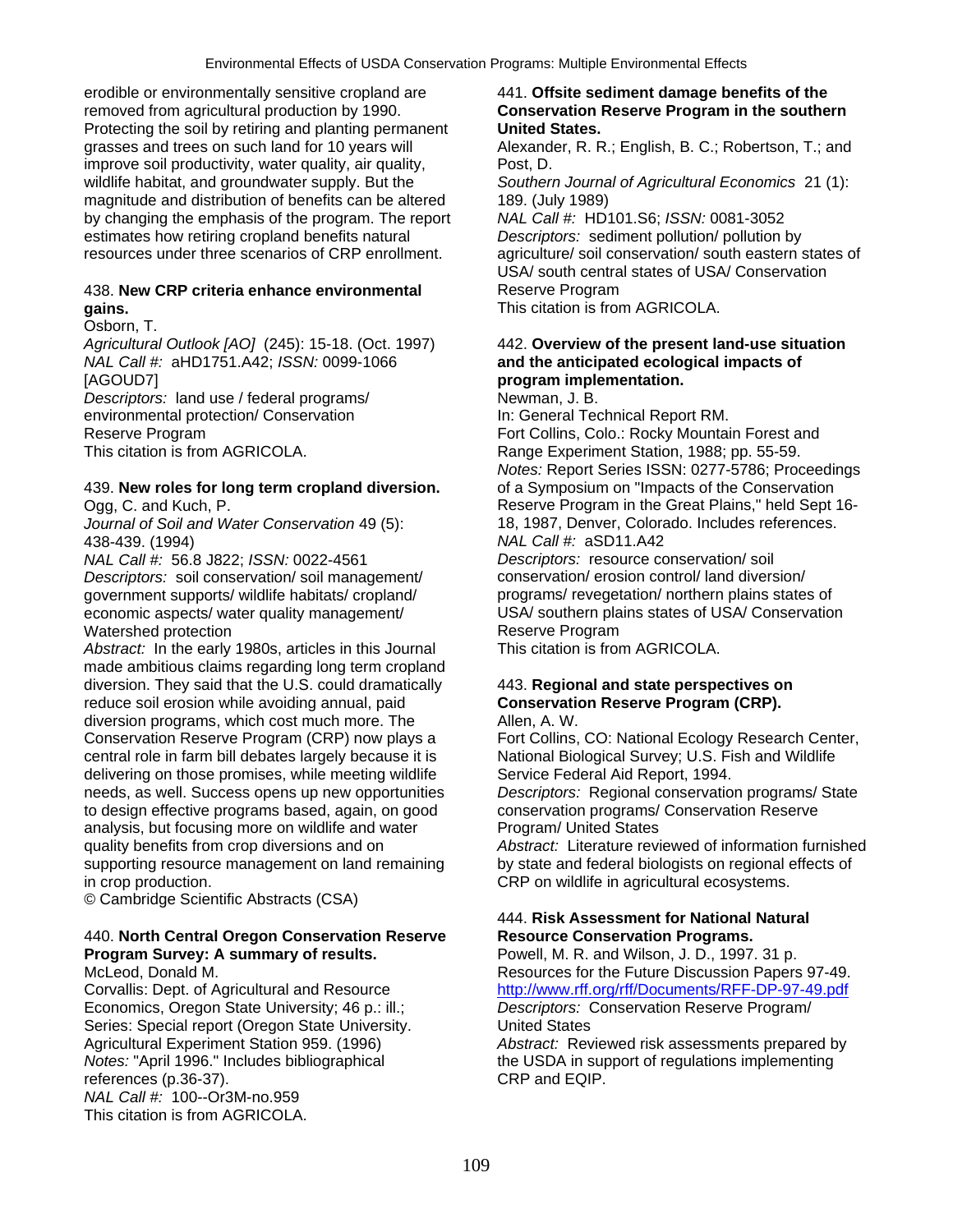erodible or environmentally sensitive cropland are removed from agricultural production by 1990. Protecting the soil by retiring and planting permanent grasses and trees on such land for 10 years will improve soil productivity, water quality, air quality, wildlife habitat, and groundwater supply. But the magnitude and distribution of benefits can be altered by changing the emphasis of the program. The report estimates how retiring cropland benefits natural resources under three scenarios of CRP enrollment.

438. **New CRP criteria enhance environmental gains.**
Osborn, T.
*Agricultural Outlook [AO]* (245): 15-18. (Oct. 1997)
*NAL Call #:* aHD1751.A42; *ISSN:* 0099-1066 [AGOUD7]
*Descriptors:* land use / federal programs/ environmental protection/ Conservation Reserve Program
This citation is from AGRICOLA.

439. **New roles for long term cropland diversion.**
Ogg, C. and Kuch, P.
*Journal of Soil and Water Conservation* 49 (5): 438-439. (1994)
*NAL Call #:* 56.8 J822; *ISSN:* 0022-4561
*Descriptors:* soil conservation/ soil management/ government supports/ wildlife habitats/ cropland/ economic aspects/ water quality management/ Watershed protection
*Abstract:* In the early 1980s, articles in this Journal made ambitious claims regarding long term cropland diversion. They said that the U.S. could dramatically reduce soil erosion while avoiding annual, paid diversion programs, which cost much more. The Conservation Reserve Program (CRP) now plays a central role in farm bill debates largely because it is delivering on those promises, while meeting wildlife needs, as well. Success opens up new opportunities to design effective programs based, again, on good analysis, but focusing more on wildlife and water quality benefits from crop diversions and on supporting resource management on land remaining in crop production.
© Cambridge Scientific Abstracts (CSA)

440. **North Central Oregon Conservation Reserve Program Survey: A summary of results.**
McLeod, Donald M.
Corvallis: Dept. of Agricultural and Resource Economics, Oregon State University; 46 p.: ill.; Series: Special report (Oregon State University. Agricultural Experiment Station 959. (1996)
*Notes:* "April 1996." Includes bibliographical references (p.36-37).
*NAL Call #:* 100--Or3M-no.959
This citation is from AGRICOLA.

441. **Offsite sediment damage benefits of the Conservation Reserve Program in the southern United States.**
Alexander, R. R.; English, B. C.; Robertson, T.; and Post, D.
*Southern Journal of Agricultural Economics* 21 (1): 189. (July 1989)
*NAL Call #:* HD101.S6; *ISSN:* 0081-3052
*Descriptors:* sediment pollution/ pollution by agriculture/ soil conservation/ south eastern states of USA/ south central states of USA/ Conservation Reserve Program
This citation is from AGRICOLA.

442. **Overview of the present land-use situation and the anticipated ecological impacts of program implementation.**
Newman, J. B.
In: General Technical Report RM.
Fort Collins, Colo.: Rocky Mountain Forest and Range Experiment Station, 1988; pp. 55-59.
*Notes:* Report Series ISSN: 0277-5786; Proceedings of a Symposium on "Impacts of the Conservation Reserve Program in the Great Plains," held Sept 16-18, 1987, Denver, Colorado. Includes references.
*NAL Call #:* aSD11.A42
*Descriptors:* resource conservation/ soil conservation/ erosion control/ land diversion/ programs/ revegetation/ northern plains states of USA/ southern plains states of USA/ Conservation Reserve Program
This citation is from AGRICOLA.

443. **Regional and state perspectives on Conservation Reserve Program (CRP).**
Allen, A. W.
Fort Collins, CO: National Ecology Research Center, National Biological Survey; U.S. Fish and Wildlife Service Federal Aid Report, 1994.
*Descriptors:* Regional conservation programs/ State conservation programs/ Conservation Reserve Program/ United States
*Abstract:* Literature reviewed of information furnished by state and federal biologists on regional effects of CRP on wildlife in agricultural ecosystems.

444. **Risk Assessment for National Natural Resource Conservation Programs.**
Powell, M. R. and Wilson, J. D., 1997. 31 p.
Resources for the Future Discussion Papers 97-49.
http://www.rff.org/rff/Documents/RFF-DP-97-49.pdf
*Descriptors:* Conservation Reserve Program/ United States
*Abstract:* Reviewed risk assessments prepared by the USDA in support of regulations implementing CRP and EQIP.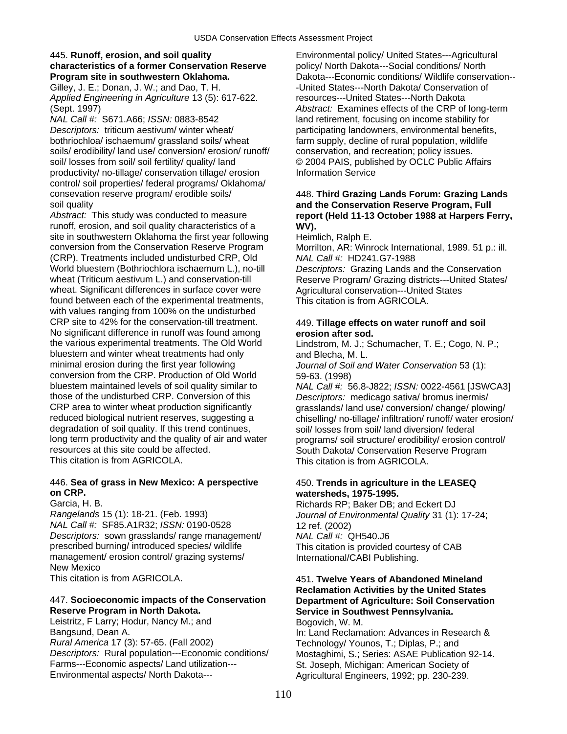445. **Runoff, erosion, and soil quality characteristics of a former Conservation Reserve Program site in southwestern Oklahoma.**
Gilley, J. E.; Donan, J. W.; and Dao, T. H.
*Applied Engineering in Agriculture* 13 (5): 617-622. (Sept. 1997)
*NAL Call #:* S671.A66; *ISSN:* 0883-8542
*Descriptors:* triticum aestivum/ winter wheat/ bothriochloa/ ischaemum/ grassland soils/ wheat soils/ erodibility/ land use/ conversion/ erosion/ runoff/ soil/ losses from soil/ soil fertility/ quality/ land productivity/ no-tillage/ conservation tillage/ erosion control/ soil properties/ federal programs/ Oklahoma/ consevation reserve program/ erodible soils/ soil quality
*Abstract:* This study was conducted to measure runoff, erosion, and soil quality characteristics of a site in southwestern Oklahoma the first year following conversion from the Conservation Reserve Program (CRP). Treatments included undisturbed CRP, Old World bluestem (Bothriochlora ischaemum L.), no-till wheat (Triticum aestivum L.) and conservation-till wheat. Significant differences in surface cover were found between each of the experimental treatments, with values ranging from 100% on the undisturbed CRP site to 42% for the conservation-till treatment. No significant difference in runoff was found among the various experimental treatments. The Old World bluestem and winter wheat treatments had only minimal erosion during the first year following conversion from the CRP. Production of Old World bluestem maintained levels of soil quality similar to those of the undisturbed CRP. Conversion of this CRP area to winter wheat production significantly reduced biological nutrient reserves, suggesting a degradation of soil quality. If this trend continues, long term productivity and the quality of air and water resources at this site could be affected.
This citation is from AGRICOLA.

446. **Sea of grass in New Mexico: A perspective on CRP.**
Garcia, H. B.
*Rangelands* 15 (1): 18-21. (Feb. 1993)
*NAL Call #:* SF85.A1R32; *ISSN:* 0190-0528
*Descriptors:* sown grasslands/ range management/ prescribed burning/ introduced species/ wildlife management/ erosion control/ grazing systems/ New Mexico
This citation is from AGRICOLA.

447. **Socioeconomic impacts of the Conservation Reserve Program in North Dakota.**
Leistritz, F Larry; Hodur, Nancy M.; and Bangsund, Dean A.
*Rural America* 17 (3): 57-65. (Fall 2002)
*Descriptors:* Rural population---Economic conditions/ Farms---Economic aspects/ Land utilization---Environmental aspects/ North Dakota---Environmental policy/ United States---Agricultural policy/ North Dakota---Social conditions/ North Dakota---Economic conditions/ Wildlife conservation---United States---North Dakota/ Conservation of resources---United States---North Dakota
*Abstract:* Examines effects of the CRP of long-term land retirement, focusing on income stability for participating landowners, environmental benefits, farm supply, decline of rural population, wildlife conservation, and recreation; policy issues.
© 2004 PAIS, published by OCLC Public Affairs Information Service

448. **Third Grazing Lands Forum: Grazing Lands and the Conservation Reserve Program, Full report (Held 11-13 October 1988 at Harpers Ferry, WV).**
Heimlich, Ralph E.
Morrilton, AR: Winrock International, 1989. 51 p.: ill.
*NAL Call #:* HD241.G7-1988
*Descriptors:* Grazing Lands and the Conservation Reserve Program/ Grazing districts---United States/ Agricultural conservation---United States
This citation is from AGRICOLA.

449. **Tillage effects on water runoff and soil erosion after sod.**
Lindstrom, M. J.; Schumacher, T. E.; Cogo, N. P.; and Blecha, M. L.
*Journal of Soil and Water Conservation* 53 (1): 59-63. (1998)
*NAL Call #:* 56.8-J822; *ISSN:* 0022-4561 [JSWCA3]
*Descriptors:* medicago sativa/ bromus inermis/ grasslands/ land use/ conversion/ change/ plowing/ chiselling/ no-tillage/ infiltration/ runoff/ water erosion/ soil/ losses from soil/ land diversion/ federal programs/ soil structure/ erodibility/ erosion control/ South Dakota/ Conservation Reserve Program
This citation is from AGRICOLA.

450. **Trends in agriculture in the LEASEQ watersheds, 1975-1995.**
Richards RP; Baker DB; and Eckert DJ
*Journal of Environmental Quality* 31 (1): 17-24; 12 ref. (2002)
*NAL Call #:* QH540.J6
This citation is provided courtesy of CAB International/CABI Publishing.

451. **Twelve Years of Abandoned Mineland Reclamation Activities by the United States Department of Agriculture: Soil Conservation Service in Southwest Pennsylvania.**
Bogovich, W. M.
In: Land Reclamation: Advances in Research & Technology/ Younos, T.; Diplas, P.; and Mostaghimi, S.; Series: ASAE Publication 92-14. St. Joseph, Michigan: American Society of Agricultural Engineers, 1992; pp. 230-239.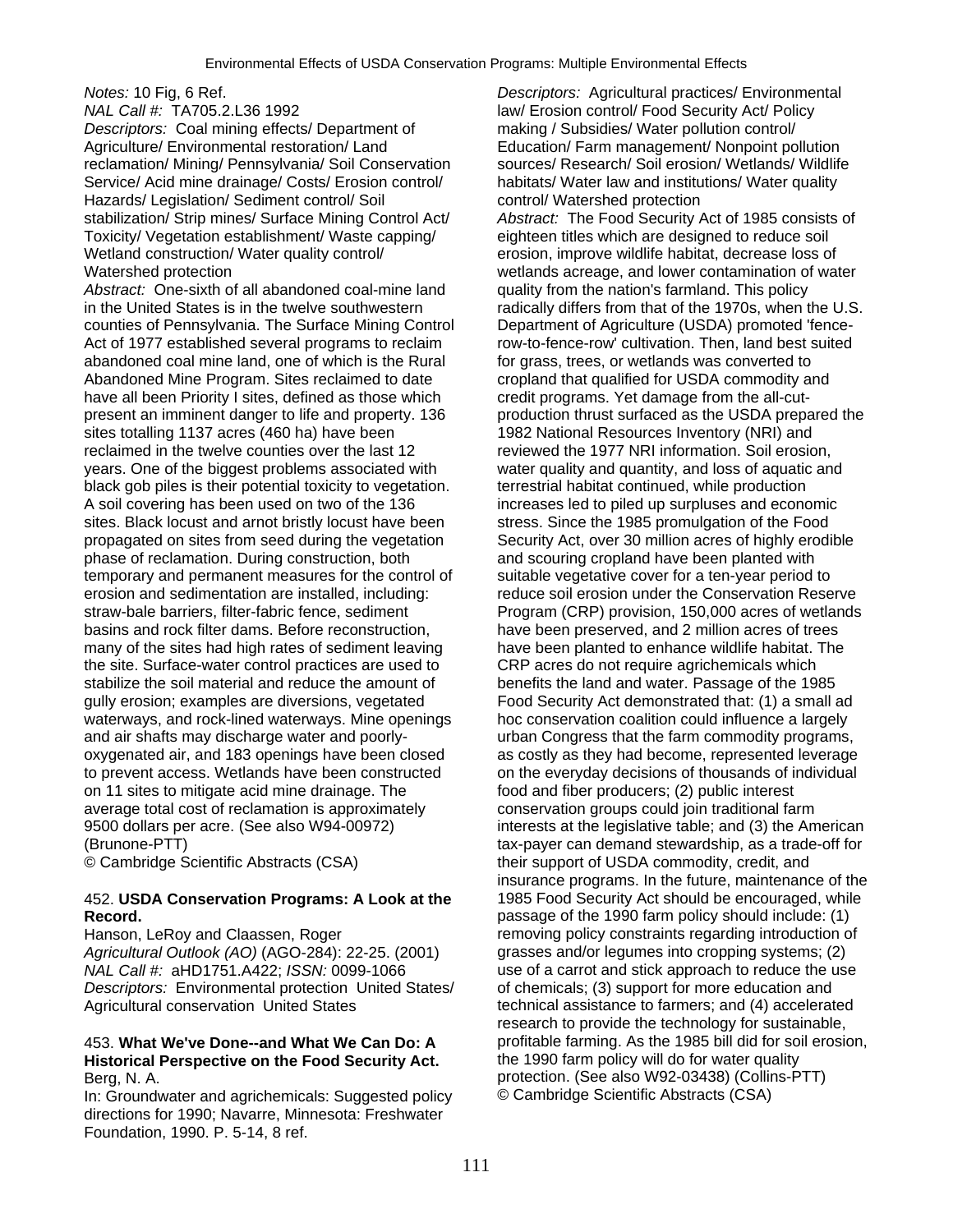*Notes:* 10 Fig, 6 Ref.
*NAL Call #:* TA705.2.L36 1992
*Descriptors:* Coal mining effects/ Department of Agriculture/ Environmental restoration/ Land reclamation/ Mining/ Pennsylvania/ Soil Conservation Service/ Acid mine drainage/ Costs/ Erosion control/ Hazards/ Legislation/ Sediment control/ Soil stabilization/ Strip mines/ Surface Mining Control Act/ Toxicity/ Vegetation establishment/ Waste capping/ Wetland construction/ Water quality control/ Watershed protection
*Abstract:* One-sixth of all abandoned coal-mine land in the United States is in the twelve southwestern counties of Pennsylvania. The Surface Mining Control Act of 1977 established several programs to reclaim abandoned coal mine land, one of which is the Rural Abandoned Mine Program. Sites reclaimed to date have all been Priority I sites, defined as those which present an imminent danger to life and property. 136 sites totalling 1137 acres (460 ha) have been reclaimed in the twelve counties over the last 12 years. One of the biggest problems associated with black gob piles is their potential toxicity to vegetation. A soil covering has been used on two of the 136 sites. Black locust and arnot bristly locust have been propagated on sites from seed during the vegetation phase of reclamation. During construction, both temporary and permanent measures for the control of erosion and sedimentation are installed, including: straw-bale barriers, filter-fabric fence, sediment basins and rock filter dams. Before reconstruction, many of the sites had high rates of sediment leaving the site. Surface-water control practices are used to stabilize the soil material and reduce the amount of gully erosion; examples are diversions, vegetated waterways, and rock-lined waterways. Mine openings and air shafts may discharge water and poorly-oxygenated air, and 183 openings have been closed to prevent access. Wetlands have been constructed on 11 sites to mitigate acid mine drainage. The average total cost of reclamation is approximately 9500 dollars per acre. (See also W94-00972) (Brunone-PTT)
© Cambridge Scientific Abstracts (CSA)

452. **USDA Conservation Programs: A Look at the Record.**
Hanson, LeRoy and Claassen, Roger
*Agricultural Outlook (AO)* (AGO-284): 22-25. (2001)
*NAL Call #:* aHD1751.A422; *ISSN:* 0099-1066
*Descriptors:* Environmental protection United States/ Agricultural conservation United States

453. **What We've Done--and What We Can Do: A Historical Perspective on the Food Security Act.**
Berg, N. A.
In: Groundwater and agrichemicals: Suggested policy directions for 1990; Navarre, Minnesota: Freshwater Foundation, 1990. P. 5-14, 8 ref.
*Descriptors:* Agricultural practices/ Environmental law/ Erosion control/ Food Security Act/ Policy making / Subsidies/ Water pollution control/ Education/ Farm management/ Nonpoint pollution sources/ Research/ Soil erosion/ Wetlands/ Wildlife habitats/ Water law and institutions/ Water quality control/ Watershed protection
*Abstract:* The Food Security Act of 1985 consists of eighteen titles which are designed to reduce soil erosion, improve wildlife habitat, decrease loss of wetlands acreage, and lower contamination of water quality from the nation's farmland. This policy radically differs from that of the 1970s, when the U.S. Department of Agriculture (USDA) promoted 'fence-row-to-fence-row' cultivation. Then, land best suited for grass, trees, or wetlands was converted to cropland that qualified for USDA commodity and credit programs. Yet damage from the all-cut-production thrust surfaced as the USDA prepared the 1982 National Resources Inventory (NRI) and reviewed the 1977 NRI information. Soil erosion, water quality and quantity, and loss of aquatic and terrestrial habitat continued, while production increases led to piled up surpluses and economic stress. Since the 1985 promulgation of the Food Security Act, over 30 million acres of highly erodible and scouring cropland have been planted with suitable vegetative cover for a ten-year period to reduce soil erosion under the Conservation Reserve Program (CRP) provision, 150,000 acres of wetlands have been preserved, and 2 million acres of trees have been planted to enhance wildlife habitat. The CRP acres do not require agrichemicals which benefits the land and water. Passage of the 1985 Food Security Act demonstrated that: (1) a small ad hoc conservation coalition could influence a largely urban Congress that the farm commodity programs, as costly as they had become, represented leverage on the everyday decisions of thousands of individual food and fiber producers; (2) public interest conservation groups could join traditional farm interests at the legislative table; and (3) the American tax-payer can demand stewardship, as a trade-off for their support of USDA commodity, credit, and insurance programs. In the future, maintenance of the 1985 Food Security Act should be encouraged, while passage of the 1990 farm policy should include: (1) removing policy constraints regarding introduction of grasses and/or legumes into cropping systems; (2) use of a carrot and stick approach to reduce the use of chemicals; (3) support for more education and technical assistance to farmers; and (4) accelerated research to provide the technology for sustainable, profitable farming. As the 1985 bill did for soil erosion, the 1990 farm policy will do for water quality protection. (See also W92-03438) (Collins-PTT)
© Cambridge Scientific Abstracts (CSA)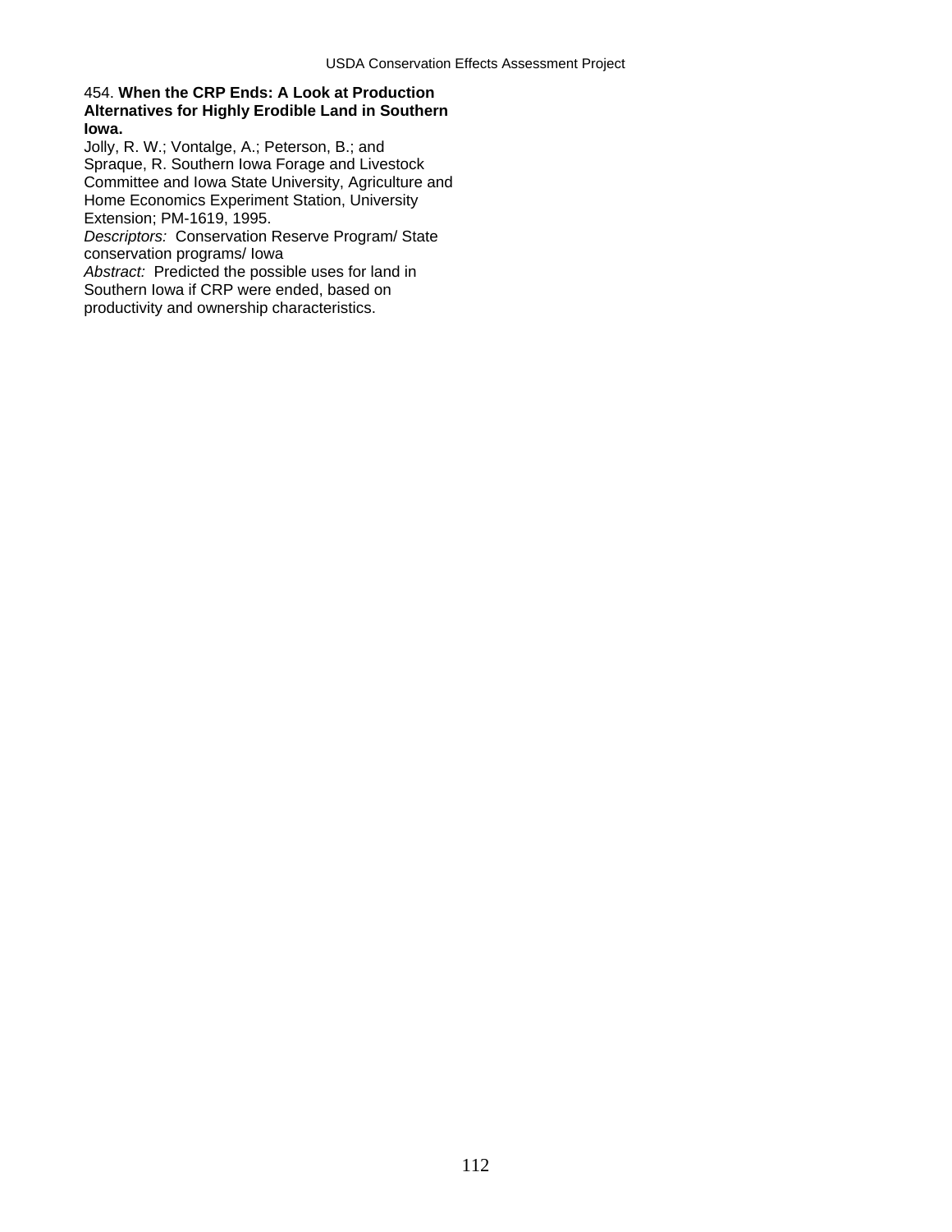454. **When the CRP Ends: A Look at Production Alternatives for Highly Erodible Land in Southern Iowa.**
Jolly, R. W.; Vontalge, A.; Peterson, B.; and Spraque, R. Southern Iowa Forage and Livestock Committee and Iowa State University, Agriculture and Home Economics Experiment Station, University Extension; PM-1619, 1995.
*Descriptors:* Conservation Reserve Program/ State conservation programs/ Iowa
*Abstract:* Predicted the possible uses for land in Southern Iowa if CRP were ended, based on productivity and ownership characteristics.